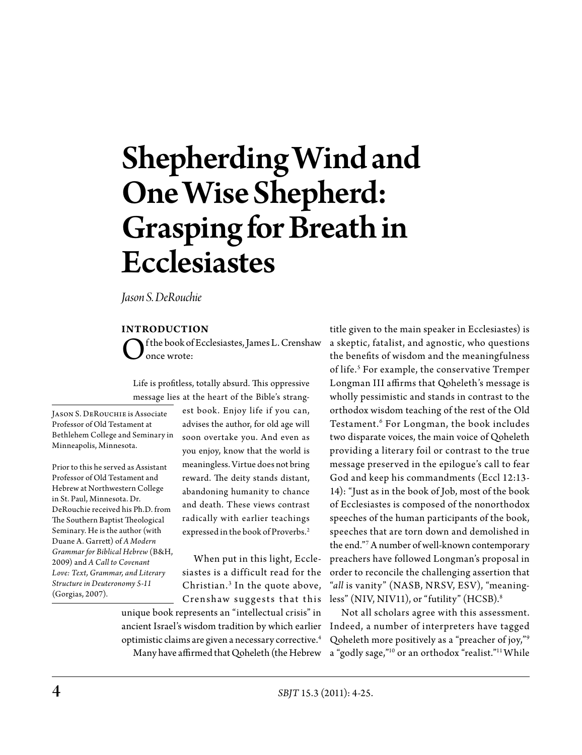# Shepherding Wind and One Wise Shepherd: Grasping for Breath in Ecclesiastes

*Jason S. DeRouchie*

Jason S. DeRouchie is Associate Professor of Old Testament at Bethlehem College and Seminary in Minneapolis, Minnesota.

Prior to this he served as Assistant Professor of Old Testament and Hebrew at Northwestern College in St. Paul, Minnesota. Dr. DeRouchie received his Ph.D. from The Southern Baptist Theological Seminary. He is the author (with Duane A. Garrett) of *A Modern Grammar for Biblical Hebrew* (B&H, 2009) and *A Call to Covenant Love: Text, Grammar, and Literary Structure in Deuteronomy 5-11* (Gorgias, 2007).

## INTRODUCTION

Of the book of Ecclesiastes, James L. Crenshaw once wrote:

> Life is profitless, totally absurd. This oppressive message lies at the heart of the Bible's strangest book. Enjoy life if you can, advises the author, for old age will soon overtake you. And even as you enjoy, know that the world is meaningless. Virtue does not bring reward. The deity stands distant, abandoning humanity to chance and death. These views contrast radically with earlier teachings expressed in the book of Proverbs.[2]

When put in this light, Ecclesiastes is a difficult read for the Christian.[3] In the quote above, Crenshaw suggests that this unique book represents an "intellectual crisis" in ancient Israel's wisdom tradition by which earlier optimistic claims are given a necessary corrective.[4]

Many have affirmed that Qoheleth (the Hebrew title given to the main speaker in Ecclesiastes) is a skeptic, fatalist, and agnostic, who questions the benefits of wisdom and the meaningfulness of life.[5] For example, the conservative Tremper Longman III affirms that Qoheleth's message is wholly pessimistic and stands in contrast to the orthodox wisdom teaching of the rest of the Old Testament.[6] For Longman, the book includes two disparate voices, the main voice of Qoheleth providing a literary foil or contrast to the true message preserved in the epilogue's call to fear God and keep his commandments (Eccl 12:13-14): "Just as in the book of Job, most of the book of Ecclesiastes is composed of the nonorthodox speeches of the human participants of the book, speeches that are torn down and demolished in the end."[7] A number of well-known contemporary preachers have followed Longman's proposal in order to reconcile the challenging assertion that "*all* is vanity" (NASB, NRSV, ESV), "meaningless" (NIV, NIV11), or "futility" (HCSB).[8]

Not all scholars agree with this assessment. Indeed, a number of interpreters have tagged Qoheleth more positively as a "preacher of joy,"[9] a "godly sage,"[10] or an orthodox "realist."[11] While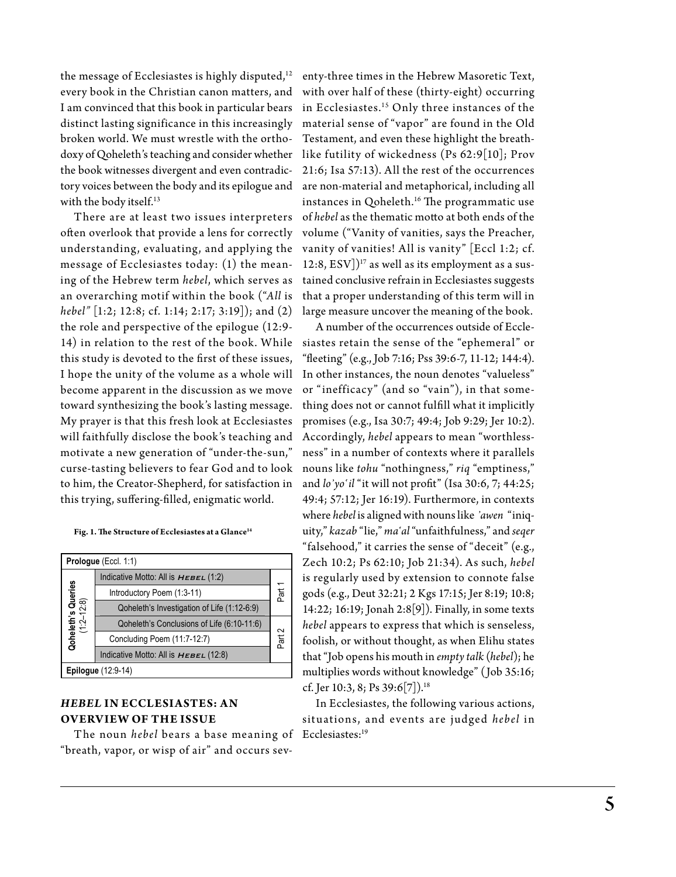the message of Ecclesiastes is highly disputed,[12] every book in the Christian canon matters, and I am convinced that this book in particular bears distinct lasting significance in this increasingly broken world. We must wrestle with the orthodoxy of Qoheleth's teaching and consider whether the book witnesses divergent and even contradictory voices between the body and its epilogue and with the body itself.[13]

There are at least two issues interpreters often overlook that provide a lens for correctly understanding, evaluating, and applying the message of Ecclesiastes today: (1) the meaning of the Hebrew term *hebel*, which serves as an overarching motif within the book ("*All* is *hebel*" [1:2; 12:8; cf. 1:14; 2:17; 3:19]); and (2) the role and perspective of the epilogue (12:9-14) in relation to the rest of the book. While this study is devoted to the first of these issues, I hope the unity of the volume as a whole will become apparent in the discussion as we move toward synthesizing the book's lasting message. My prayer is that this fresh look at Ecclesiastes will faithfully disclose the book's teaching and motivate a new generation of "under-the-sun," curse-tasting believers to fear God and to look to him, the Creator-Shepherd, for satisfaction in this trying, suffering-filled, enigmatic world.

**Fig. 1. The Structure of Ecclesiastes at a Glance**[14]

| **Prologue** (Eccl. 1:1) | | |
|---|---|---|
| **Qoheleth's Queries** (1:2–12:8) | Indicative Motto: All is *HEBEL* (1:2) | Part 1 |
| | Introductory Poem (1:3-11) | |
| | Qoheleth's Investigation of Life (1:12-6:9) | |
| | Qoheleth's Conclusions of Life (6:10-11:6) | Part 2 |
| | Concluding Poem (11:7-12:7) | |
| | Indicative Motto: All is *HEBEL* (12:8) | |
| **Epilogue** (12:9-14) | | |

## *HEBEL* IN ECCLESIASTES: AN OVERVIEW OF THE ISSUE

The noun *hebel* bears a base meaning of "breath, vapor, or wisp of air" and occurs seventy-three times in the Hebrew Masoretic Text, with over half of these (thirty-eight) occurring in Ecclesiastes.[15] Only three instances of the material sense of "vapor" are found in the Old Testament, and even these highlight the breath-like futility of wickedness (Ps 62:9[10]; Prov 21:6; Isa 57:13). All the rest of the occurrences are non-material and metaphorical, including all instances in Qoheleth.[16] The programmatic use of *hebel* as the thematic motto at both ends of the volume ("Vanity of vanities, says the Preacher, vanity of vanities! All is vanity" [Eccl 1:2; cf. 12:8, ESV])[17] as well as its employment as a sustained conclusive refrain in Ecclesiastes suggests that a proper understanding of this term will in large measure uncover the meaning of the book.

A number of the occurrences outside of Ecclesiastes retain the sense of the "ephemeral" or "fleeting" (e.g., Job 7:16; Pss 39:6-7, 11-12; 144:4). In other instances, the noun denotes "valueless" or "inefficacy" (and so "vain"), in that something does not or cannot fulfill what it implicitly promises (e.g., Isa 30:7; 49:4; Job 9:29; Jer 10:2). Accordingly, *hebel* appears to mean "worthlessness" in a number of contexts where it parallels nouns like *tohu* "nothingness," *riq* "emptiness," and *lo'yo'il* "it will not profit" (Isa 30:6, 7; 44:25; 49:4; 57:12; Jer 16:19). Furthermore, in contexts where *hebel* is aligned with nouns like *'awen* "iniquity," *kazab* "lie," *ma'al* "unfaithfulness," and *seqer* "falsehood," it carries the sense of "deceit" (e.g., Zech 10:2; Ps 62:10; Job 21:34). As such, *hebel* is regularly used by extension to connote false gods (e.g., Deut 32:21; 2 Kgs 17:15; Jer 8:19; 10:8; 14:22; 16:19; Jonah 2:8[9]). Finally, in some texts *hebel* appears to express that which is senseless, foolish, or without thought, as when Elihu states that "Job opens his mouth in *empty talk* (*hebel*); he multiplies words without knowledge" (Job 35:16; cf. Jer 10:3, 8; Ps 39:6[7]).[18]

In Ecclesiastes, the following various actions, situations, and events are judged *hebel* in Ecclesiastes:[19]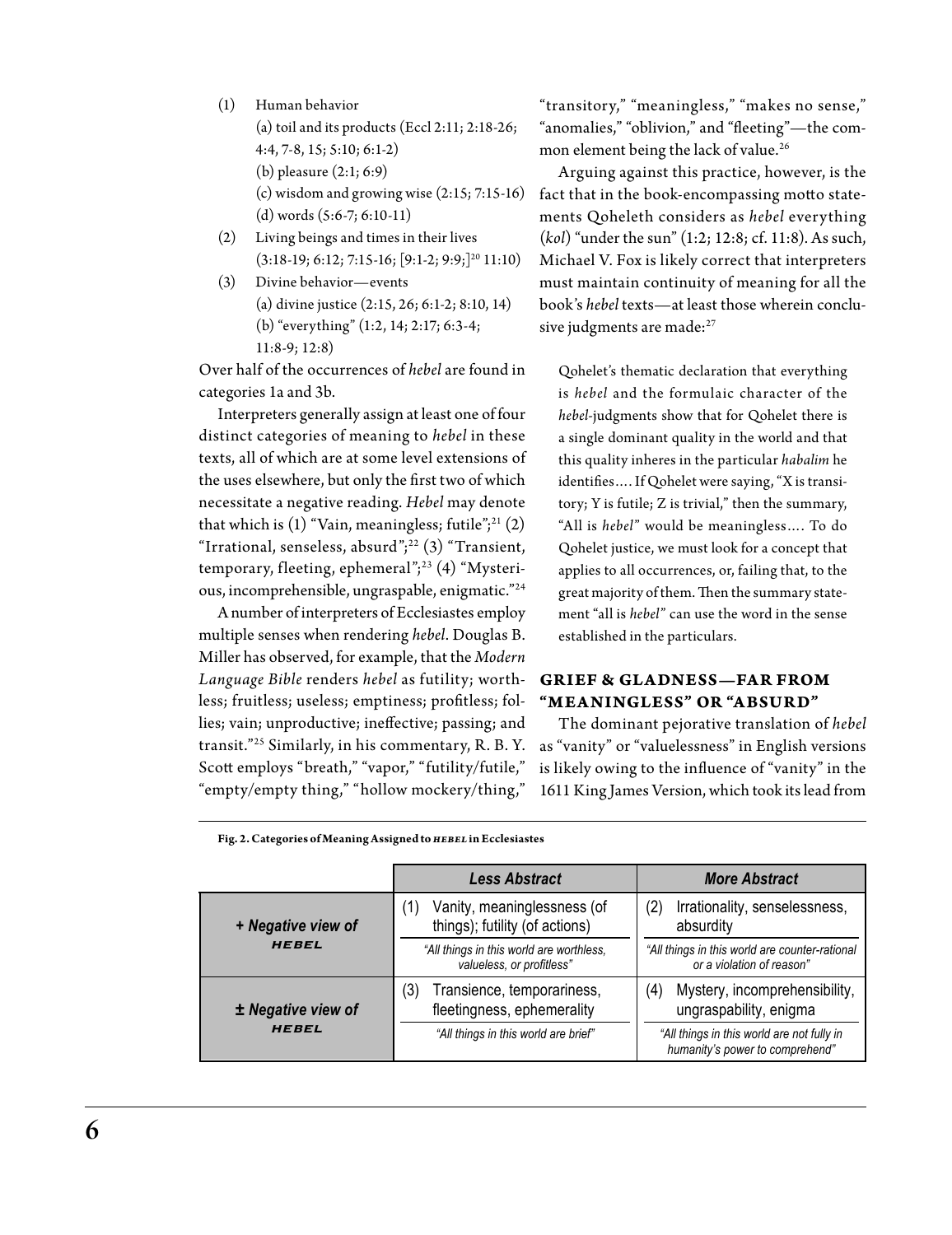(1) Human behavior
   (a) toil and its products (Eccl 2:11; 2:18-26; 4:4, 7-8, 15; 5:10; 6:1-2)
   (b) pleasure (2:1; 6:9)
   (c) wisdom and growing wise (2:15; 7:15-16)
   (d) words (5:6-7; 6:10-11)
(2) Living beings and times in their lives (3:18-19; 6:12; 7:15-16; [9:1-2; 9:9;][20] 11:10)
(3) Divine behavior—events
   (a) divine justice (2:15, 26; 6:1-2; 8:10, 14)
   (b) "everything" (1:2, 14; 2:17; 6:3-4; 11:8-9; 12:8)

Over half of the occurrences of *hebel* are found in categories 1a and 3b.

Interpreters generally assign at least one of four distinct categories of meaning to *hebel* in these texts, all of which are at some level extensions of the uses elsewhere, but only the first two of which necessitate a negative reading. *Hebel* may denote that which is (1) "Vain, meaningless; futile";[21] (2) "Irrational, senseless, absurd";[22] (3) "Transient, temporary, fleeting, ephemeral";[23] (4) "Mysterious, incomprehensible, ungraspable, enigmatic."[24]

A number of interpreters of Ecclesiastes employ multiple senses when rendering *hebel*. Douglas B. Miller has observed, for example, that the *Modern Language Bible* renders *hebel* as futility; worthless; fruitless; useless; emptiness; profitless; follies; vain; unproductive; ineffective; passing; and transit."[25] Similarly, in his commentary, R. B. Y. Scott employs "breath," "vapor," "futility/futile," "empty/empty thing," "hollow mockery/thing," "transitory," "meaningless," "makes no sense," "anomalies," "oblivion," and "fleeting"—the common element being the lack of value.[26]

Arguing against this practice, however, is the fact that in the book-encompassing motto statements Qoheleth considers as *hebel* everything (*kol*) "under the sun" (1:2; 12:8; cf. 11:8). As such, Michael V. Fox is likely correct that interpreters must maintain continuity of meaning for all the book's *hebel* texts—at least those wherein conclusive judgments are made:[27]

> Qohelet's thematic declaration that everything is *hebel* and the formulaic character of the *hebel*-judgments show that for Qohelet there is a single dominant quality in the world and that this quality inheres in the particular *habalim* he identifies.... If Qohelet were saying, "X is transitory; Y is futile; Z is trivial," then the summary, "All is *hebel*" would be meaningless.... To do Qohelet justice, we must look for a concept that applies to all occurrences, or, failing that, to the great majority of them. Then the summary statement "all is *hebel*" can use the word in the sense established in the particulars.

## GRIEF & GLADNESS—FAR FROM "MEANINGLESS" OR "ABSURD"

The dominant pejorative translation of *hebel* as "vanity" or "valuelessness" in English versions is likely owing to the influence of "vanity" in the 1611 King James Version, which took its lead from

**Fig. 2. Categories of Meaning Assigned to *HEBEL* in Ecclesiastes**

| | *Less Abstract* | *More Abstract* |
|---|---|---|
| ***+ Negative view of HEBEL*** | (1) Vanity, meaninglessness (of things); futility (of actions)<br>*"All things in this world are worthless, valueless, or profitless"* | (2) Irrationality, senselessness, absurdity<br>*"All things in this world are counter-rational or a violation of reason"* |
| ***± Negative view of HEBEL*** | (3) Transience, temporariness, fleetingness, ephemerality<br>*"All things in this world are brief"* | (4) Mystery, incomprehensibility, ungraspability, enigma<br>*"All things in this world are not fully in humanity's power to comprehend"* |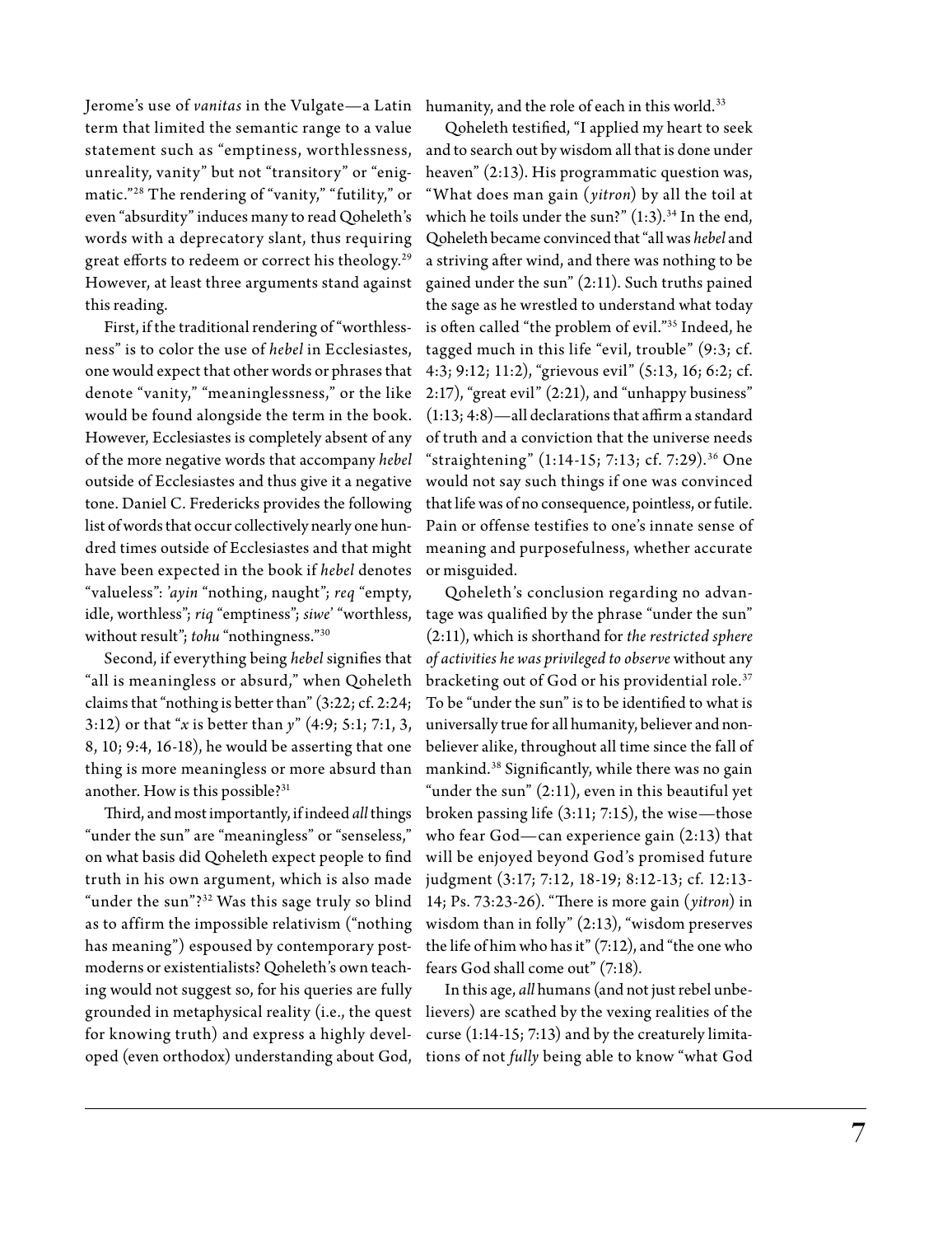Jerome's use of *vanitas* in the Vulgate—a Latin term that limited the semantic range to a value statement such as "emptiness, worthlessness, unreality, vanity" but not "transitory" or "enigmatic."[28] The rendering of "vanity," "futility," or even "absurdity" induces many to read Qoheleth's words with a deprecatory slant, thus requiring great efforts to redeem or correct his theology.[29] However, at least three arguments stand against this reading.

First, if the traditional rendering of "worthlessness" is to color the use of *hebel* in Ecclesiastes, one would expect that other words or phrases that denote "vanity," "meaninglessness," or the like would be found alongside the term in the book. However, Ecclesiastes is completely absent of any of the more negative words that accompany *hebel* outside of Ecclesiastes and thus give it a negative tone. Daniel C. Fredericks provides the following list of words that occur collectively nearly one hundred times outside of Ecclesiastes and that might have been expected in the book if *hebel* denotes "valueless": *'ayin* "nothing, naught"; *req* "empty, idle, worthless"; *riq* "emptiness"; *siwe'* "worthless, without result"; *tohu* "nothingness."[30]

Second, if everything being *hebel* signifies that "all is meaningless or absurd," when Qoheleth claims that "nothing is better than" (3:22; cf. 2:24; 3:12) or that "*x* is better than *y*" (4:9; 5:1; 7:1, 3, 8, 10; 9:4, 16-18), he would be asserting that one thing is more meaningless or more absurd than another. How is this possible?[31]

Third, and most importantly, if indeed *all* things "under the sun" are "meaningless" or "senseless," on what basis did Qoheleth expect people to find truth in his own argument, which is also made "under the sun"?[32] Was this sage truly so blind as to affirm the impossible relativism ("nothing has meaning") espoused by contemporary postmoderns or existentialists? Qoheleth's own teaching would not suggest so, for his queries are fully grounded in metaphysical reality (i.e., the quest for knowing truth) and express a highly developed (even orthodox) understanding about God, humanity, and the role of each in this world.[33]

Qoheleth testified, "I applied my heart to seek and to search out by wisdom all that is done under heaven" (2:13). His programmatic question was, "What does man gain (*yitron*) by all the toil at which he toils under the sun?" (1:3).[34] In the end, Qoheleth became convinced that "all was *hebel* and a striving after wind, and there was nothing to be gained under the sun" (2:11). Such truths pained the sage as he wrestled to understand what today is often called "the problem of evil."[35] Indeed, he tagged much in this life "evil, trouble" (9:3; cf. 4:3; 9:12; 11:2), "grievous evil" (5:13, 16; 6:2; cf. 2:17), "great evil" (2:21), and "unhappy business" (1:13; 4:8)—all declarations that affirm a standard of truth and a conviction that the universe needs "straightening" (1:14-15; 7:13; cf. 7:29).[36] One would not say such things if one was convinced that life was of no consequence, pointless, or futile. Pain or offense testifies to one's innate sense of meaning and purposefulness, whether accurate or misguided.

Qoheleth's conclusion regarding no advantage was qualified by the phrase "under the sun" (2:11), which is shorthand for *the restricted sphere of activities he was privileged to observe* without any bracketing out of God or his providential role.[37] To be "under the sun" is to be identified to what is universally true for all humanity, believer and nonbeliever alike, throughout all time since the fall of mankind.[38] Significantly, while there was no gain "under the sun" (2:11), even in this beautiful yet broken passing life (3:11; 7:15), the wise—those who fear God—can experience gain (2:13) that will be enjoyed beyond God's promised future judgment (3:17; 7:12, 18-19; 8:12-13; cf. 12:13-14; Ps. 73:23-26). "There is more gain (*yitron*) in wisdom than in folly" (2:13), "wisdom preserves the life of him who has it" (7:12), and "the one who fears God shall come out" (7:18).

In this age, *all* humans (and not just rebel unbelievers) are scathed by the vexing realities of the curse (1:14-15; 7:13) and by the creaturely limitations of not *fully* being able to know "what God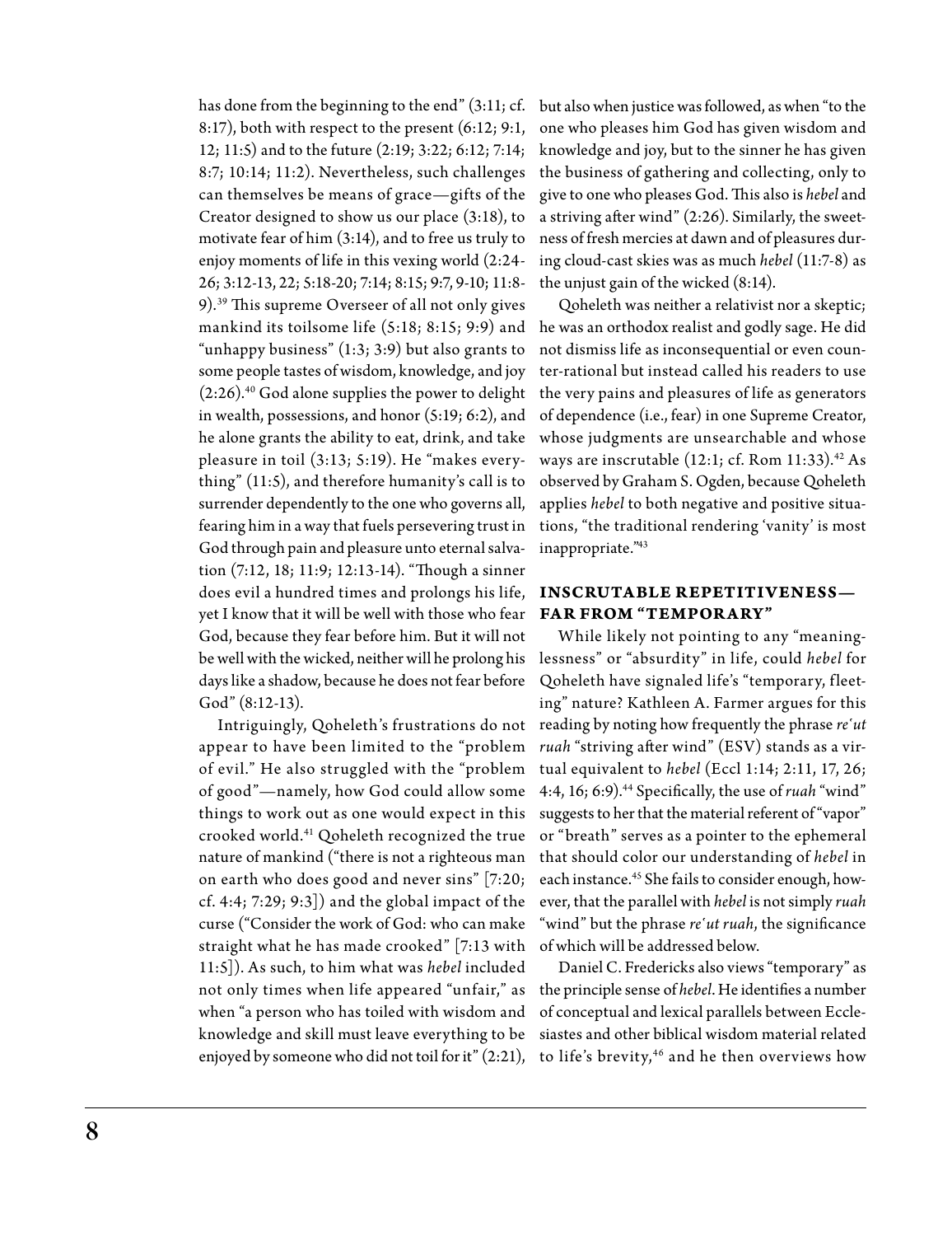has done from the beginning to the end" (3:11; cf. 8:17), both with respect to the present (6:12; 9:1, 12; 11:5) and to the future (2:19; 3:22; 6:12; 7:14; 8:7; 10:14; 11:2). Nevertheless, such challenges can themselves be means of grace—gifts of the Creator designed to show us our place (3:18), to motivate fear of him (3:14), and to free us truly to enjoy moments of life in this vexing world (2:24-26; 3:12-13, 22; 5:18-20; 7:14; 8:15; 9:7, 9-10; 11:8-9).[39] This supreme Overseer of all not only gives mankind its toilsome life (5:18; 8:15; 9:9) and "unhappy business" (1:3; 3:9) but also grants to some people tastes of wisdom, knowledge, and joy (2:26).[40] God alone supplies the power to delight in wealth, possessions, and honor (5:19; 6:2), and he alone grants the ability to eat, drink, and take pleasure in toil (3:13; 5:19). He "makes everything" (11:5), and therefore humanity's call is to surrender dependently to the one who governs all, fearing him in a way that fuels persevering trust in God through pain and pleasure unto eternal salvation (7:12, 18; 11:9; 12:13-14). "Though a sinner does evil a hundred times and prolongs his life, yet I know that it will be well with those who fear God, because they fear before him. But it will not be well with the wicked, neither will he prolong his days like a shadow, because he does not fear before God" (8:12-13).

Intriguingly, Qoheleth's frustrations do not appear to have been limited to the "problem of evil." He also struggled with the "problem of good"—namely, how God could allow some things to work out as one would expect in this crooked world.[41] Qoheleth recognized the true nature of mankind ("there is not a righteous man on earth who does good and never sins" [7:20; cf. 4:4; 7:29; 9:3]) and the global impact of the curse ("Consider the work of God: who can make straight what he has made crooked" [7:13 with 11:5]). As such, to him what was *hebel* included not only times when life appeared "unfair," as when "a person who has toiled with wisdom and knowledge and skill must leave everything to be enjoyed by someone who did not toil for it" (2:21), but also when justice was followed, as when "to the one who pleases him God has given wisdom and knowledge and joy, but to the sinner he has given the business of gathering and collecting, only to give to one who pleases God. This also is *hebel* and a striving after wind" (2:26). Similarly, the sweetness of fresh mercies at dawn and of pleasures during cloud-cast skies was as much *hebel* (11:7-8) as the unjust gain of the wicked (8:14).

Qoheleth was neither a relativist nor a skeptic; he was an orthodox realist and godly sage. He did not dismiss life as inconsequential or even counter-rational but instead called his readers to use the very pains and pleasures of life as generators of dependence (i.e., fear) in one Supreme Creator, whose judgments are unsearchable and whose ways are inscrutable (12:1; cf. Rom 11:33).[42] As observed by Graham S. Ogden, because Qoheleth applies *hebel* to both negative and positive situations, "the traditional rendering 'vanity' is most inappropriate."[43]

## INSCRUTABLE REPETITIVENESS—FAR FROM "TEMPORARY"

While likely not pointing to any "meaninglessness" or "absurdity" in life, could *hebel* for Qoheleth have signaled life's "temporary, fleeting" nature? Kathleen A. Farmer argues for this reading by noting how frequently the phrase *re'ut ruah* "striving after wind" (ESV) stands as a virtual equivalent to *hebel* (Eccl 1:14; 2:11, 17, 26; 4:4, 16; 6:9).[44] Specifically, the use of *ruah* "wind" suggests to her that the material referent of "vapor" or "breath" serves as a pointer to the ephemeral that should color our understanding of *hebel* in each instance.[45] She fails to consider enough, however, that the parallel with *hebel* is not simply *ruah* "wind" but the phrase *re'ut ruah*, the significance of which will be addressed below.

Daniel C. Fredericks also views "temporary" as the principle sense of *hebel*. He identifies a number of conceptual and lexical parallels between Ecclesiastes and other biblical wisdom material related to life's brevity,[46] and he then overviews how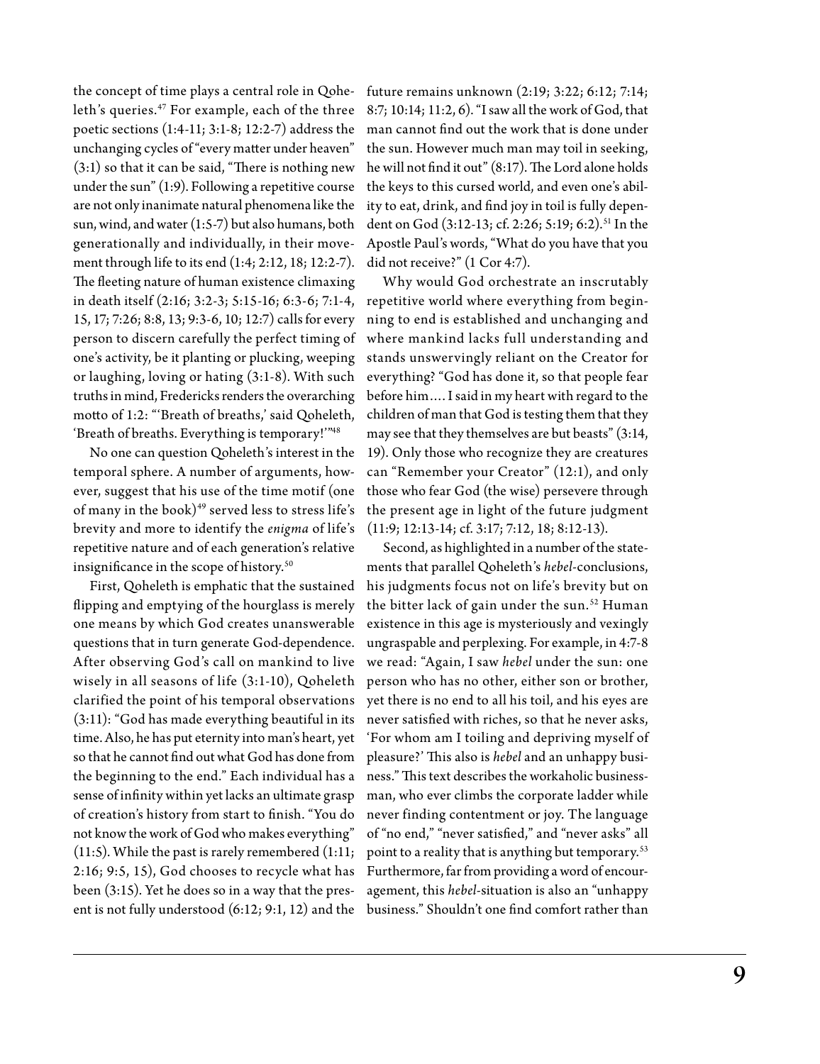the concept of time plays a central role in Qoheleth's queries.[47] For example, each of the three poetic sections (1:4-11; 3:1-8; 12:2-7) address the unchanging cycles of "every matter under heaven" (3:1) so that it can be said, "There is nothing new under the sun" (1:9). Following a repetitive course are not only inanimate natural phenomena like the sun, wind, and water (1:5-7) but also humans, both generationally and individually, in their movement through life to its end (1:4; 2:12, 18; 12:2-7). The fleeting nature of human existence climaxing in death itself (2:16; 3:2-3; 5:15-16; 6:3-6; 7:1-4, 15, 17; 7:26; 8:8, 13; 9:3-6, 10; 12:7) calls for every person to discern carefully the perfect timing of one's activity, be it planting or plucking, weeping or laughing, loving or hating (3:1-8). With such truths in mind, Fredericks renders the overarching motto of 1:2: "'Breath of breaths,' said Qoheleth, 'Breath of breaths. Everything is temporary!'"[48]

No one can question Qoheleth's interest in the temporal sphere. A number of arguments, however, suggest that his use of the time motif (one of many in the book)[49] served less to stress life's brevity and more to identify the *enigma* of life's repetitive nature and of each generation's relative insignificance in the scope of history.[50]

First, Qoheleth is emphatic that the sustained flipping and emptying of the hourglass is merely one means by which God creates unanswerable questions that in turn generate God-dependence. After observing God's call on mankind to live wisely in all seasons of life (3:1-10), Qoheleth clarified the point of his temporal observations (3:11): "God has made everything beautiful in its time. Also, he has put eternity into man's heart, yet so that he cannot find out what God has done from the beginning to the end." Each individual has a sense of infinity within yet lacks an ultimate grasp of creation's history from start to finish. "You do not know the work of God who makes everything" (11:5). While the past is rarely remembered (1:11; 2:16; 9:5, 15), God chooses to recycle what has been (3:15). Yet he does so in a way that the present is not fully understood (6:12; 9:1, 12) and the future remains unknown (2:19; 3:22; 6:12; 7:14; 8:7; 10:14; 11:2, 6). "I saw all the work of God, that man cannot find out the work that is done under the sun. However much man may toil in seeking, he will not find it out" (8:17). The Lord alone holds the keys to this cursed world, and even one's ability to eat, drink, and find joy in toil is fully dependent on God (3:12-13; cf. 2:26; 5:19; 6:2).[51] In the Apostle Paul's words, "What do you have that you did not receive?" (1 Cor 4:7).

Why would God orchestrate an inscrutably repetitive world where everything from beginning to end is established and unchanging and where mankind lacks full understanding and stands unswervingly reliant on the Creator for everything? "God has done it, so that people fear before him.... I said in my heart with regard to the children of man that God is testing them that they may see that they themselves are but beasts" (3:14, 19). Only those who recognize they are creatures can "Remember your Creator" (12:1), and only those who fear God (the wise) persevere through the present age in light of the future judgment (11:9; 12:13-14; cf. 3:17; 7:12, 18; 8:12-13).

Second, as highlighted in a number of the statements that parallel Qoheleth's *hebel*-conclusions, his judgments focus not on life's brevity but on the bitter lack of gain under the sun.[52] Human existence in this age is mysteriously and vexingly ungraspable and perplexing. For example, in 4:7-8 we read: "Again, I saw *hebel* under the sun: one person who has no other, either son or brother, yet there is no end to all his toil, and his eyes are never satisfied with riches, so that he never asks, 'For whom am I toiling and depriving myself of pleasure?' This also is *hebel* and an unhappy business." This text describes the workaholic businessman, who ever climbs the corporate ladder while never finding contentment or joy. The language of "no end," "never satisfied," and "never asks" all point to a reality that is anything but temporary.[53] Furthermore, far from providing a word of encouragement, this *hebel*-situation is also an "unhappy business." Shouldn't one find comfort rather than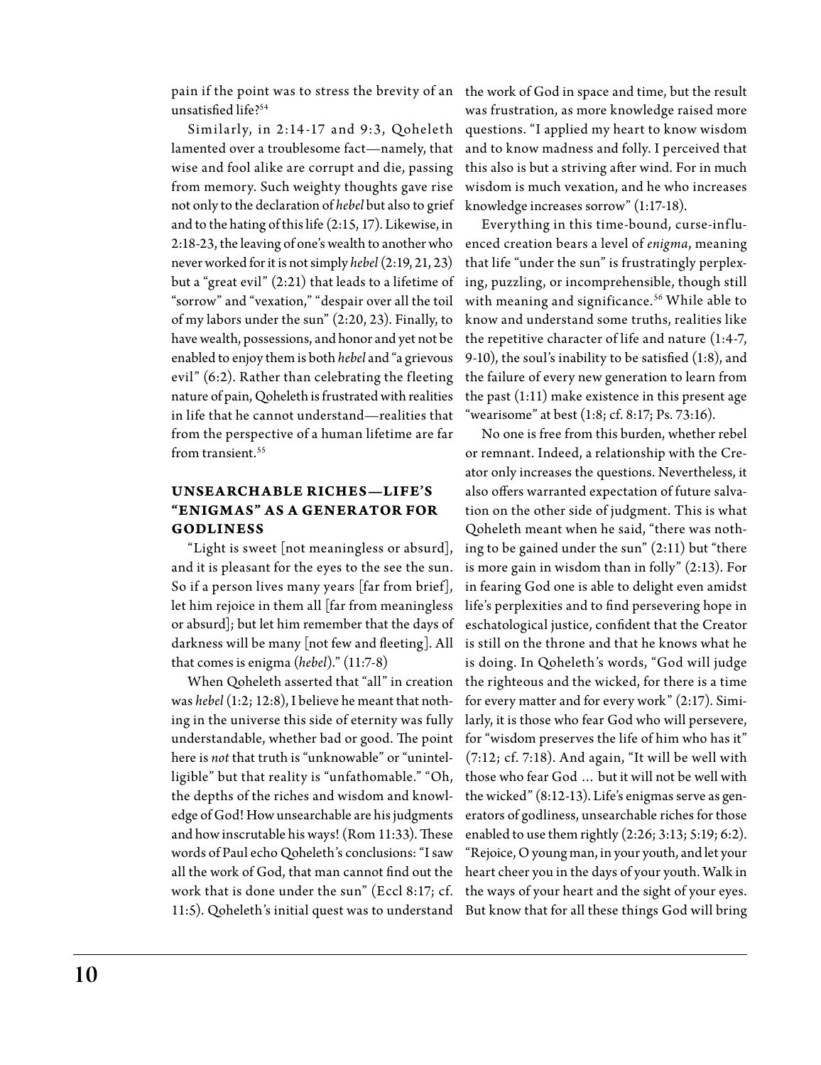pain if the point was to stress the brevity of an unsatisfied life?[54]

Similarly, in 2:14-17 and 9:3, Qoheleth lamented over a troublesome fact—namely, that wise and fool alike are corrupt and die, passing from memory. Such weighty thoughts gave rise not only to the declaration of *hebel* but also to grief and to the hating of this life (2:15, 17). Likewise, in 2:18-23, the leaving of one's wealth to another who never worked for it is not simply *hebel* (2:19, 21, 23) but a "great evil" (2:21) that leads to a lifetime of "sorrow" and "vexation," "despair over all the toil of my labors under the sun" (2:20, 23). Finally, to have wealth, possessions, and honor and yet not be enabled to enjoy them is both *hebel* and "a grievous evil" (6:2). Rather than celebrating the fleeting nature of pain, Qoheleth is frustrated with realities in life that he cannot understand—realities that from the perspective of a human lifetime are far from transient.[55]

## UNSEARCHABLE RICHES—LIFE'S "ENIGMAS" AS A GENERATOR FOR GODLINESS

"Light is sweet [not meaningless or absurd], and it is pleasant for the eyes to the see the sun. So if a person lives many years [far from brief], let him rejoice in them all [far from meaningless or absurd]; but let him remember that the days of darkness will be many [not few and fleeting]. All that comes is enigma (*hebel*)." (11:7-8)

When Qoheleth asserted that "all" in creation was *hebel* (1:2; 12:8), I believe he meant that nothing in the universe this side of eternity was fully understandable, whether bad or good. The point here is *not* that truth is "unknowable" or "unintelligible" but that reality is "unfathomable." "Oh, the depths of the riches and wisdom and knowledge of God! How unsearchable are his judgments and how inscrutable his ways! (Rom 11:33). These words of Paul echo Qoheleth's conclusions: "I saw all the work of God, that man cannot find out the work that is done under the sun" (Eccl 8:17; cf. 11:5). Qoheleth's initial quest was to understand the work of God in space and time, but the result was frustration, as more knowledge raised more questions. "I applied my heart to know wisdom and to know madness and folly. I perceived that this also is but a striving after wind. For in much wisdom is much vexation, and he who increases knowledge increases sorrow" (1:17-18).

Everything in this time-bound, curse-influenced creation bears a level of *enigma*, meaning that life "under the sun" is frustratingly perplexing, puzzling, or incomprehensible, though still with meaning and significance.[56] While able to know and understand some truths, realities like the repetitive character of life and nature (1:4-7, 9-10), the soul's inability to be satisfied (1:8), and the failure of every new generation to learn from the past (1:11) make existence in this present age "wearisome" at best (1:8; cf. 8:17; Ps. 73:16).

No one is free from this burden, whether rebel or remnant. Indeed, a relationship with the Creator only increases the questions. Nevertheless, it also offers warranted expectation of future salvation on the other side of judgment. This is what Qoheleth meant when he said, "there was nothing to be gained under the sun" (2:11) but "there is more gain in wisdom than in folly" (2:13). For in fearing God one is able to delight even amidst life's perplexities and to find persevering hope in eschatological justice, confident that the Creator is still on the throne and that he knows what he is doing. In Qoheleth's words, "God will judge the righteous and the wicked, for there is a time for every matter and for every work" (2:17). Similarly, it is those who fear God who will persevere, for "wisdom preserves the life of him who has it" (7:12; cf. 7:18). And again, "It will be well with those who fear God … but it will not be well with the wicked" (8:12-13). Life's enigmas serve as generators of godliness, unsearchable riches for those enabled to use them rightly (2:26; 3:13; 5:19; 6:2). "Rejoice, O young man, in your youth, and let your heart cheer you in the days of your youth. Walk in the ways of your heart and the sight of your eyes. But know that for all these things God will bring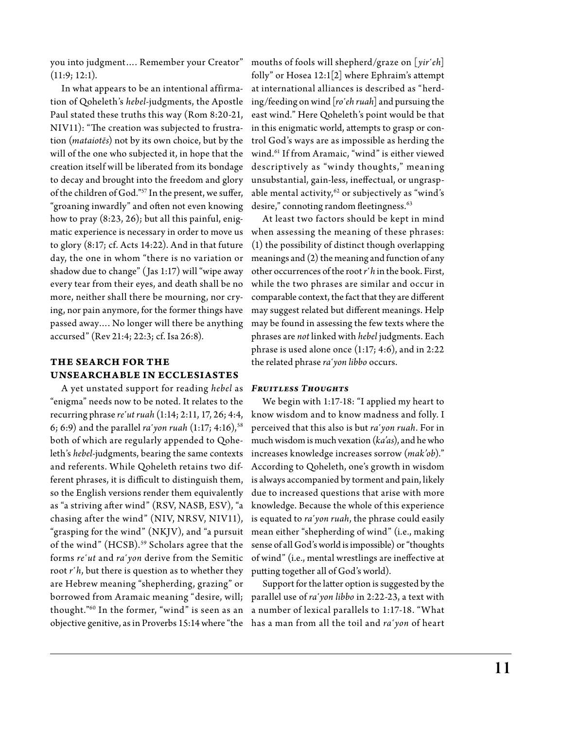you into judgment…. Remember your Creator" (11:9; 12:1).

In what appears to be an intentional affirmation of Qoheleth's *hebel*-judgments, the Apostle Paul stated these truths this way (Rom 8:20-21, NIV11): "The creation was subjected to frustration (*mataiotēs*) not by its own choice, but by the will of the one who subjected it, in hope that the creation itself will be liberated from its bondage to decay and brought into the freedom and glory of the children of God."[57] In the present, we suffer, "groaning inwardly" and often not even knowing how to pray (8:23, 26); but all this painful, enigmatic experience is necessary in order to move us to glory (8:17; cf. Acts 14:22). And in that future day, the one in whom "there is no variation or shadow due to change" (Jas 1:17) will "wipe away every tear from their eyes, and death shall be no more, neither shall there be mourning, nor crying, nor pain anymore, for the former things have passed away…. No longer will there be anything accursed" (Rev 21:4; 22:3; cf. Isa 26:8).

## THE SEARCH FOR THE UNSEARCHABLE IN ECCLESIASTES

A yet unstated support for reading *hebel* as "enigma" needs now to be noted. It relates to the recurring phrase *reʿut ruah* (1:14; 2:11, 17, 26; 4:4, 6; 6:9) and the parallel *raʿyon ruah* (1:17; 4:16),[58] both of which are regularly appended to Qoheleth's *hebel*-judgments, bearing the same contexts and referents. While Qoheleth retains two different phrases, it is difficult to distinguish them, so the English versions render them equivalently as "a striving after wind" (RSV, NASB, ESV), "a chasing after the wind" (NIV, NRSV, NIV11), "grasping for the wind" (NKJV), and "a pursuit of the wind" (HCSB).[59] Scholars agree that the forms *reʿut* and *raʿyon* derive from the Semitic root *rʿh*, but there is question as to whether they are Hebrew meaning "shepherding, grazing" or borrowed from Aramaic meaning "desire, will; thought."[60] In the former, "wind" is seen as an objective genitive, as in Proverbs 15:14 where "the mouths of fools will shepherd/graze on [*yirʿeh*] folly" or Hosea 12:1[2] where Ephraim's attempt at international alliances is described as "herding/feeding on wind [*roʿeh ruah*] and pursuing the east wind." Here Qoheleth's point would be that in this enigmatic world, attempts to grasp or control God's ways are as impossible as herding the wind.[61] If from Aramaic, "wind" is either viewed descriptively as "windy thoughts," meaning unsubstantial, gain-less, ineffectual, or ungraspable mental activity,[62] or subjectively as "wind's desire," connoting random fleetingness.[63]

At least two factors should be kept in mind when assessing the meaning of these phrases: (1) the possibility of distinct though overlapping meanings and (2) the meaning and function of any other occurrences of the root *rʿh* in the book. First, while the two phrases are similar and occur in comparable context, the fact that they are different may suggest related but different meanings. Help may be found in assessing the few texts where the phrases are *not* linked with *hebel* judgments. Each phrase is used alone once (1:17; 4:6), and in 2:22 the related phrase *raʿyon libbo* occurs.

### *Fruitless Thoughts*

We begin with 1:17-18: "I applied my heart to know wisdom and to know madness and folly. I perceived that this also is but *raʿyon ruah*. For in much wisdom is much vexation (*ka'as*), and he who increases knowledge increases sorrow (*mak'ob*)." According to Qoheleth, one's growth in wisdom is always accompanied by torment and pain, likely due to increased questions that arise with more knowledge. Because the whole of this experience is equated to *raʿyon ruah*, the phrase could easily mean either "shepherding of wind" (i.e., making sense of all God's world is impossible) or "thoughts of wind" (i.e., mental wrestlings are ineffective at putting together all of God's world).

Support for the latter option is suggested by the parallel use of *raʿyon libbo* in 2:22-23, a text with a number of lexical parallels to 1:17-18. "What has a man from all the toil and *raʿyon* of heart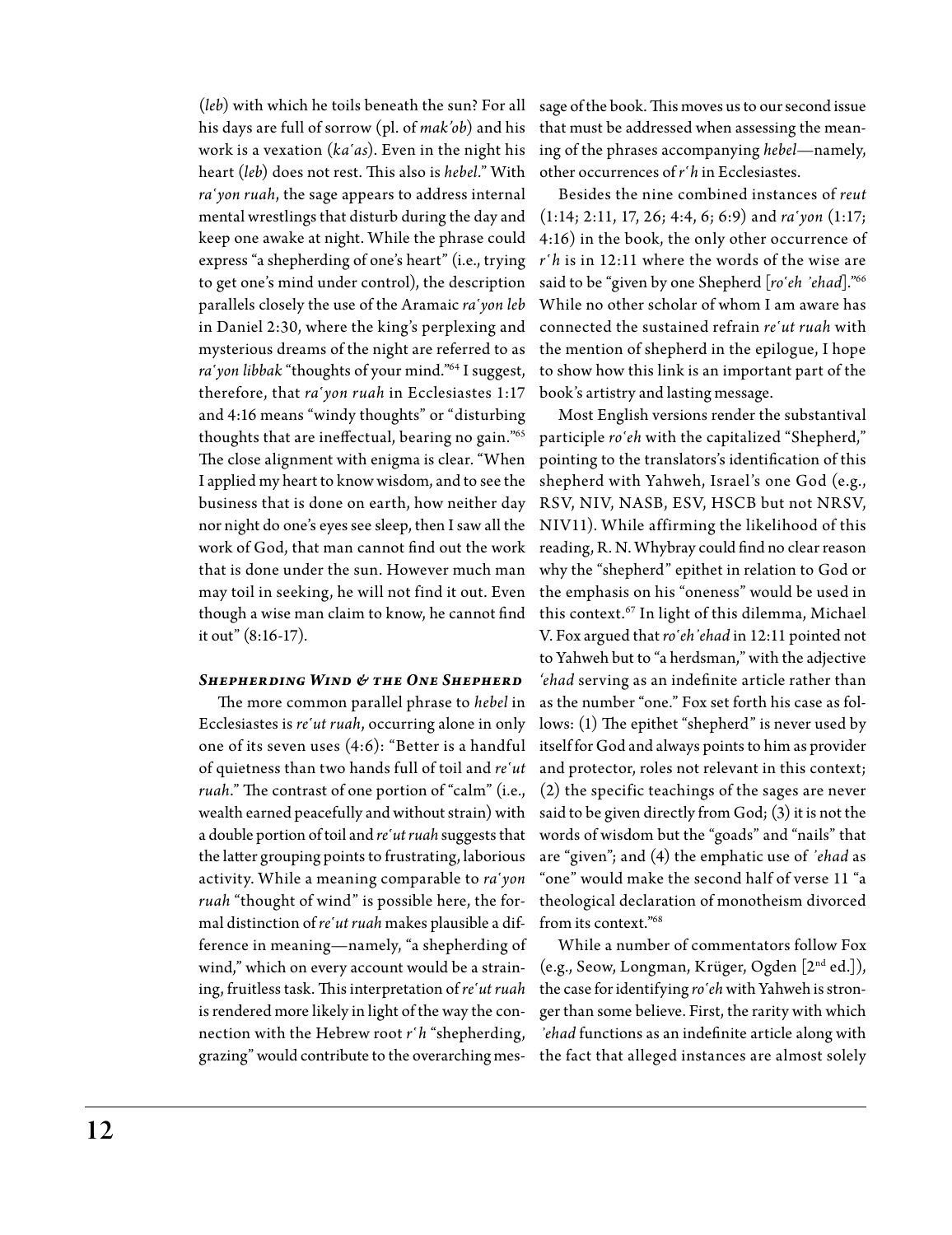(*leb*) with which he toils beneath the sun? For all his days are full of sorrow (pl. of *mak'ob*) and his work is a vexation (*ka'as*). Even in the night his heart (*leb*) does not rest. This also is *hebel*." With *ra'yon ruah*, the sage appears to address internal mental wrestlings that disturb during the day and keep one awake at night. While the phrase could express "a shepherding of one's heart" (i.e., trying to get one's mind under control), the description parallels closely the use of the Aramaic *ra'yon leb* in Daniel 2:30, where the king's perplexing and mysterious dreams of the night are referred to as *ra'yon libbak* "thoughts of your mind."[64] I suggest, therefore, that *ra'yon ruah* in Ecclesiastes 1:17 and 4:16 means "windy thoughts" or "disturbing thoughts that are ineffectual, bearing no gain."[65] The close alignment with enigma is clear. "When I applied my heart to know wisdom, and to see the business that is done on earth, how neither day nor night do one's eyes see sleep, then I saw all the work of God, that man cannot find out the work that is done under the sun. However much man may toil in seeking, he will not find it out. Even though a wise man claim to know, he cannot find it out" (8:16-17).

### *Shepherding Wind & the One Shepherd*

The more common parallel phrase to *hebel* in Ecclesiastes is *re'ut ruah*, occurring alone in only one of its seven uses (4:6): "Better is a handful of quietness than two hands full of toil and *re'ut ruah*." The contrast of one portion of "calm" (i.e., wealth earned peacefully and without strain) with a double portion of toil and *re'ut ruah* suggests that the latter grouping points to frustrating, laborious activity. While a meaning comparable to *ra'yon ruah* "thought of wind" is possible here, the formal distinction of *re'ut ruah* makes plausible a difference in meaning—namely, "a shepherding of wind," which on every account would be a straining, fruitless task. This interpretation of *re'ut ruah* is rendered more likely in light of the way the connection with the Hebrew root *r'h* "shepherding, grazing" would contribute to the overarching message of the book. This moves us to our second issue that must be addressed when assessing the meaning of the phrases accompanying *hebel*—namely, other occurrences of *r'h* in Ecclesiastes.

Besides the nine combined instances of *reut* (1:14; 2:11, 17, 26; 4:4, 6; 6:9) and *ra'yon* (1:17; 4:16) in the book, the only other occurrence of *r'h* is in 12:11 where the words of the wise are said to be "given by one Shepherd [*ro'eh 'ehad*]."[66] While no other scholar of whom I am aware has connected the sustained refrain *re'ut ruah* with the mention of shepherd in the epilogue, I hope to show how this link is an important part of the book's artistry and lasting message.

Most English versions render the substantival participle *ro'eh* with the capitalized "Shepherd," pointing to the translators's identification of this shepherd with Yahweh, Israel's one God (e.g., RSV, NIV, NASB, ESV, HSCB but not NRSV, NIV11). While affirming the likelihood of this reading, R. N. Whybray could find no clear reason why the "shepherd" epithet in relation to God or the emphasis on his "oneness" would be used in this context.[67] In light of this dilemma, Michael V. Fox argued that *ro'eh 'ehad* in 12:11 pointed not to Yahweh but to "a herdsman," with the adjective *'ehad* serving as an indefinite article rather than as the number "one." Fox set forth his case as follows: (1) The epithet "shepherd" is never used by itself for God and always points to him as provider and protector, roles not relevant in this context; (2) the specific teachings of the sages are never said to be given directly from God; (3) it is not the words of wisdom but the "goads" and "nails" that are "given"; and (4) the emphatic use of *'ehad* as "one" would make the second half of verse 11 "a theological declaration of monotheism divorced from its context."[68]

While a number of commentators follow Fox (e.g., Seow, Longman, Krüger, Ogden [2nd ed.]), the case for identifying *ro'eh* with Yahweh is stronger than some believe. First, the rarity with which *'ehad* functions as an indefinite article along with the fact that alleged instances are almost solely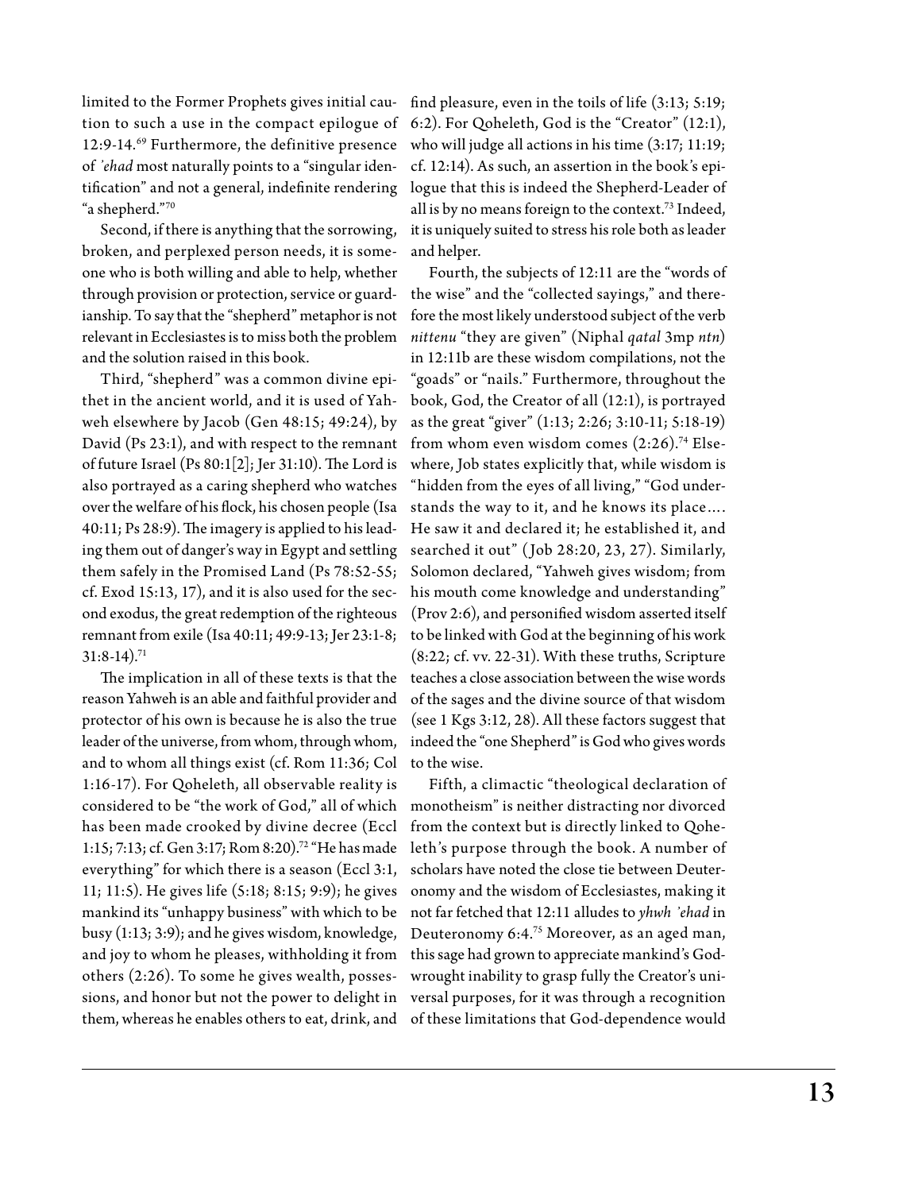limited to the Former Prophets gives initial caution to such a use in the compact epilogue of 12:9-14.[69] Furthermore, the definitive presence of *'ehad* most naturally points to a "singular identification" and not a general, indefinite rendering "a shepherd."[70]

Second, if there is anything that the sorrowing, broken, and perplexed person needs, it is someone who is both willing and able to help, whether through provision or protection, service or guardianship. To say that the "shepherd" metaphor is not relevant in Ecclesiastes is to miss both the problem and the solution raised in this book.

Third, "shepherd" was a common divine epithet in the ancient world, and it is used of Yahweh elsewhere by Jacob (Gen 48:15; 49:24), by David (Ps 23:1), and with respect to the remnant of future Israel (Ps 80:1[2]; Jer 31:10). The Lord is also portrayed as a caring shepherd who watches over the welfare of his flock, his chosen people (Isa 40:11; Ps 28:9). The imagery is applied to his leading them out of danger's way in Egypt and settling them safely in the Promised Land (Ps 78:52-55; cf. Exod 15:13, 17), and it is also used for the second exodus, the great redemption of the righteous remnant from exile (Isa 40:11; 49:9-13; Jer 23:1-8; 31:8-14).[71]

The implication in all of these texts is that the reason Yahweh is an able and faithful provider and protector of his own is because he is also the true leader of the universe, from whom, through whom, and to whom all things exist (cf. Rom 11:36; Col 1:16-17). For Qoheleth, all observable reality is considered to be "the work of God," all of which has been made crooked by divine decree (Eccl 1:15; 7:13; cf. Gen 3:17; Rom 8:20).[72] "He has made everything" for which there is a season (Eccl 3:1, 11; 11:5). He gives life (5:18; 8:15; 9:9); he gives mankind its "unhappy business" with which to be busy (1:13; 3:9); and he gives wisdom, knowledge, and joy to whom he pleases, withholding it from others (2:26). To some he gives wealth, possessions, and honor but not the power to delight in them, whereas he enables others to eat, drink, and find pleasure, even in the toils of life (3:13; 5:19; 6:2). For Qoheleth, God is the "Creator" (12:1), who will judge all actions in his time (3:17; 11:19; cf. 12:14). As such, an assertion in the book's epilogue that this is indeed the Shepherd-Leader of all is by no means foreign to the context.[73] Indeed, it is uniquely suited to stress his role both as leader and helper.

Fourth, the subjects of 12:11 are the "words of the wise" and the "collected sayings," and therefore the most likely understood subject of the verb *nittenu* "they are given" (Niphal *qatal* 3mp *ntn*) in 12:11b are these wisdom compilations, not the "goads" or "nails." Furthermore, throughout the book, God, the Creator of all (12:1), is portrayed as the great "giver" (1:13; 2:26; 3:10-11; 5:18-19) from whom even wisdom comes (2:26).[74] Elsewhere, Job states explicitly that, while wisdom is "hidden from the eyes of all living," "God understands the way to it, and he knows its place.... He saw it and declared it; he established it, and searched it out" (Job 28:20, 23, 27). Similarly, Solomon declared, "Yahweh gives wisdom; from his mouth come knowledge and understanding" (Prov 2:6), and personified wisdom asserted itself to be linked with God at the beginning of his work (8:22; cf. vv. 22-31). With these truths, Scripture teaches a close association between the wise words of the sages and the divine source of that wisdom (see 1 Kgs 3:12, 28). All these factors suggest that indeed the "one Shepherd" is God who gives words to the wise.

Fifth, a climactic "theological declaration of monotheism" is neither distracting nor divorced from the context but is directly linked to Qoheleth's purpose through the book. A number of scholars have noted the close tie between Deuteronomy and the wisdom of Ecclesiastes, making it not far fetched that 12:11 alludes to *yhwh 'ehad* in Deuteronomy 6:4.[75] Moreover, as an aged man, this sage had grown to appreciate mankind's God-wrought inability to grasp fully the Creator's universal purposes, for it was through a recognition of these limitations that God-dependence would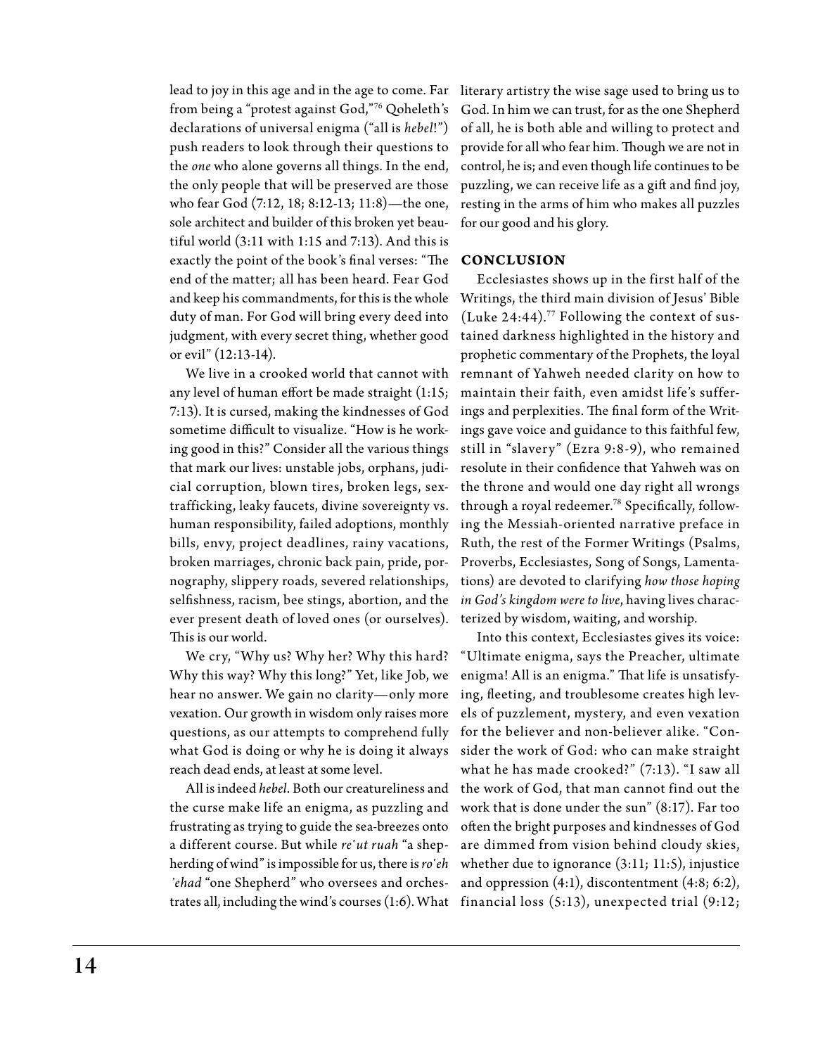lead to joy in this age and in the age to come. Far from being a "protest against God,"[76] Qoheleth's declarations of universal enigma ("all is *hebel*!") push readers to look through their questions to the *one* who alone governs all things. In the end, the only people that will be preserved are those who fear God (7:12, 18; 8:12-13; 11:8)—the one, sole architect and builder of this broken yet beautiful world (3:11 with 1:15 and 7:13). And this is exactly the point of the book's final verses: "The end of the matter; all has been heard. Fear God and keep his commandments, for this is the whole duty of man. For God will bring every deed into judgment, with every secret thing, whether good or evil" (12:13-14).

We live in a crooked world that cannot with any level of human effort be made straight (1:15; 7:13). It is cursed, making the kindnesses of God sometime difficult to visualize. "How is he working good in this?" Consider all the various things that mark our lives: unstable jobs, orphans, judicial corruption, blown tires, broken legs, sex-trafficking, leaky faucets, divine sovereignty vs. human responsibility, failed adoptions, monthly bills, envy, project deadlines, rainy vacations, broken marriages, chronic back pain, pride, pornography, slippery roads, severed relationships, selfishness, racism, bee stings, abortion, and the ever present death of loved ones (or ourselves). This is our world.

We cry, "Why us? Why her? Why this hard? Why this way? Why this long?" Yet, like Job, we hear no answer. We gain no clarity—only more vexation. Our growth in wisdom only raises more questions, as our attempts to comprehend fully what God is doing or why he is doing it always reach dead ends, at least at some level.

All is indeed *hebel*. Both our creatureliness and the curse make life an enigma, as puzzling and frustrating as trying to guide the sea-breezes onto a different course. But while *re'ut ruah* "a shepherding of wind" is impossible for us, there is *ro'eh 'ehad* "one Shepherd" who oversees and orchestrates all, including the wind's courses (1:6). What literary artistry the wise sage used to bring us to God. In him we can trust, for as the one Shepherd of all, he is both able and willing to protect and provide for all who fear him. Though we are not in control, he is; and even though life continues to be puzzling, we can receive life as a gift and find joy, resting in the arms of him who makes all puzzles for our good and his glory.

## CONCLUSION

Ecclesiastes shows up in the first half of the Writings, the third main division of Jesus' Bible (Luke 24:44).[77] Following the context of sustained darkness highlighted in the history and prophetic commentary of the Prophets, the loyal remnant of Yahweh needed clarity on how to maintain their faith, even amidst life's sufferings and perplexities. The final form of the Writings gave voice and guidance to this faithful few, still in "slavery" (Ezra 9:8-9), who remained resolute in their confidence that Yahweh was on the throne and would one day right all wrongs through a royal redeemer.[78] Specifically, following the Messiah-oriented narrative preface in Ruth, the rest of the Former Writings (Psalms, Proverbs, Ecclesiastes, Song of Songs, Lamentations) are devoted to clarifying *how those hoping in God's kingdom were to live*, having lives characterized by wisdom, waiting, and worship.

Into this context, Ecclesiastes gives its voice: "Ultimate enigma, says the Preacher, ultimate enigma! All is an enigma." That life is unsatisfying, fleeting, and troublesome creates high levels of puzzlement, mystery, and even vexation for the believer and non-believer alike. "Consider the work of God: who can make straight what he has made crooked?" (7:13). "I saw all the work of God, that man cannot find out the work that is done under the sun" (8:17). Far too often the bright purposes and kindnesses of God are dimmed from vision behind cloudy skies, whether due to ignorance (3:11; 11:5), injustice and oppression (4:1), discontentment (4:8; 6:2), financial loss (5:13), unexpected trial (9:12;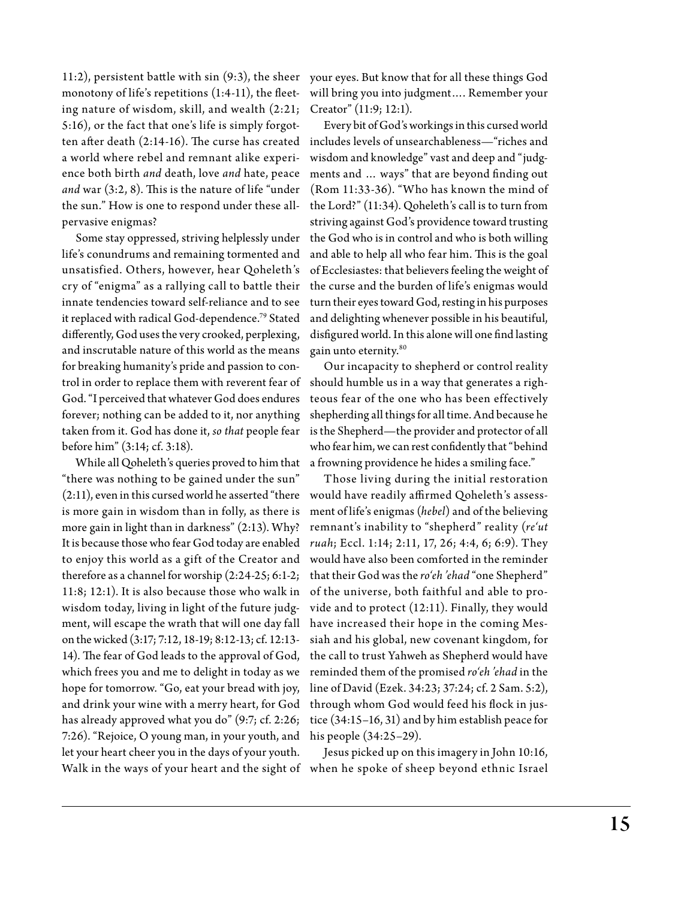11:2), persistent battle with sin (9:3), the sheer monotony of life's repetitions (1:4-11), the fleeting nature of wisdom, skill, and wealth (2:21; 5:16), or the fact that one's life is simply forgotten after death (2:14-16). The curse has created a world where rebel and remnant alike experience both birth *and* death, love *and* hate, peace *and* war (3:2, 8). This is the nature of life "under the sun." How is one to respond under these all-pervasive enigmas?

Some stay oppressed, striving helplessly under life's conundrums and remaining tormented and unsatisfied. Others, however, hear Qoheleth's cry of "enigma" as a rallying call to battle their innate tendencies toward self-reliance and to see it replaced with radical God-dependence.[79] Stated differently, God uses the very crooked, perplexing, and inscrutable nature of this world as the means for breaking humanity's pride and passion to control in order to replace them with reverent fear of God. "I perceived that whatever God does endures forever; nothing can be added to it, nor anything taken from it. God has done it, *so that* people fear before him" (3:14; cf. 3:18).

While all Qoheleth's queries proved to him that "there was nothing to be gained under the sun" (2:11), even in this cursed world he asserted "there is more gain in wisdom than in folly, as there is more gain in light than in darkness" (2:13). Why? It is because those who fear God today are enabled to enjoy this world as a gift of the Creator and therefore as a channel for worship (2:24-25; 6:1-2; 11:8; 12:1). It is also because those who walk in wisdom today, living in light of the future judgment, will escape the wrath that will one day fall on the wicked (3:17; 7:12, 18-19; 8:12-13; cf. 12:13-14). The fear of God leads to the approval of God, which frees you and me to delight in today as we hope for tomorrow. "Go, eat your bread with joy, and drink your wine with a merry heart, for God has already approved what you do" (9:7; cf. 2:26; 7:26). "Rejoice, O young man, in your youth, and let your heart cheer you in the days of your youth. Walk in the ways of your heart and the sight of your eyes. But know that for all these things God will bring you into judgment.... Remember your Creator" (11:9; 12:1).

Every bit of God's workings in this cursed world includes levels of unsearchableness—"riches and wisdom and knowledge" vast and deep and "judgments and ... ways" that are beyond finding out (Rom 11:33-36). "Who has known the mind of the Lord?" (11:34). Qoheleth's call is to turn from striving against God's providence toward trusting the God who is in control and who is both willing and able to help all who fear him. This is the goal of Ecclesiastes: that believers feeling the weight of the curse and the burden of life's enigmas would turn their eyes toward God, resting in his purposes and delighting whenever possible in his beautiful, disfigured world. In this alone will one find lasting gain unto eternity.[80]

Our incapacity to shepherd or control reality should humble us in a way that generates a righteous fear of the one who has been effectively shepherding all things for all time. And because he is the Shepherd—the provider and protector of all who fear him, we can rest confidently that "behind a frowning providence he hides a smiling face."

Those living during the initial restoration would have readily affirmed Qoheleth's assessment of life's enigmas (*hebel*) and of the believing remnant's inability to "shepherd" reality (*re'ut ruah*; Eccl. 1:14; 2:11, 17, 26; 4:4, 6; 6:9). They would have also been comforted in the reminder that their God was the *ro'eh 'ehad* "one Shepherd" of the universe, both faithful and able to provide and to protect (12:11). Finally, they would have increased their hope in the coming Messiah and his global, new covenant kingdom, for the call to trust Yahweh as Shepherd would have reminded them of the promised *ro'eh 'ehad* in the line of David (Ezek. 34:23; 37:24; cf. 2 Sam. 5:2), through whom God would feed his flock in justice (34:15–16, 31) and by him establish peace for his people (34:25–29).

Jesus picked up on this imagery in John 10:16, when he spoke of sheep beyond ethnic Israel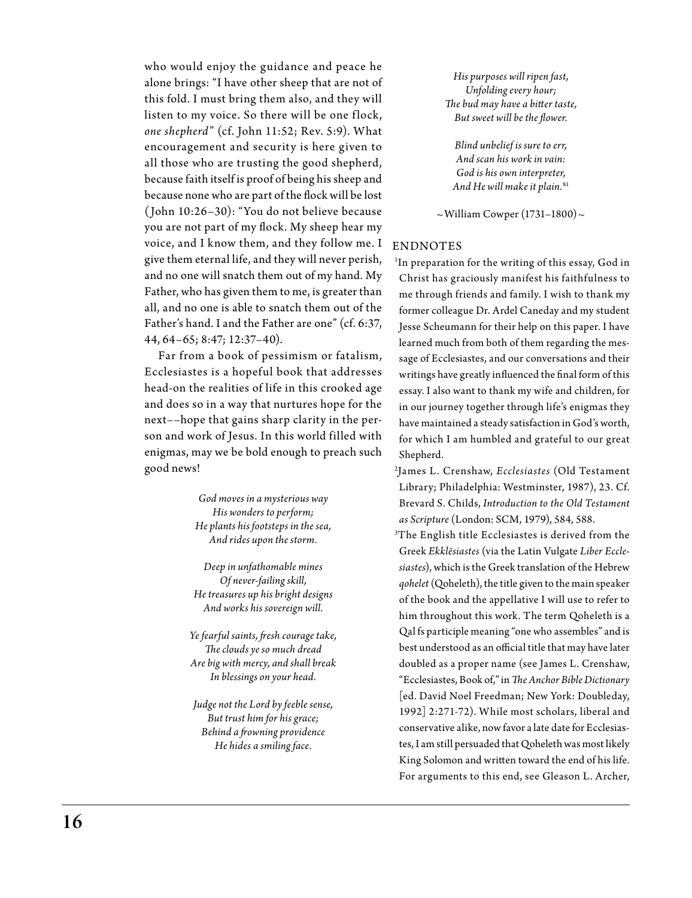who would enjoy the guidance and peace he alone brings: "I have other sheep that are not of this fold. I must bring them also, and they will listen to my voice. So there will be one flock, *one shepherd*" (cf. John 11:52; Rev. 5:9). What encouragement and security is here given to all those who are trusting the good shepherd, because faith itself is proof of being his sheep and because none who are part of the flock will be lost (John 10:26–30): "You do not believe because you are not part of my flock. My sheep hear my voice, and I know them, and they follow me. I give them eternal life, and they will never perish, and no one will snatch them out of my hand. My Father, who has given them to me, is greater than all, and no one is able to snatch them out of the Father's hand. I and the Father are one" (cf. 6:37, 44, 64–65; 8:47; 12:37–40).

Far from a book of pessimism or fatalism, Ecclesiastes is a hopeful book that addresses head-on the realities of life in this crooked age and does so in a way that nurtures hope for the next––hope that gains sharp clarity in the person and work of Jesus. In this world filled with enigmas, may we be bold enough to preach such good news!

*God moves in a mysterious way*
*His wonders to perform;*
*He plants his footsteps in the sea,*
*And rides upon the storm.*

*Deep in unfathomable mines*
*Of never-failing skill,*
*He treasures up his bright designs*
*And works his sovereign will.*

*Ye fearful saints, fresh courage take,*
*The clouds ye so much dread*
*Are big with mercy, and shall break*
*In blessings on your head.*

*Judge not the Lord by feeble sense,*
*But trust him for his grace;*
*Behind a frowning providence*
*He hides a smiling face.*

*His purposes will ripen fast,*
*Unfolding every hour;*
*The bud may have a bitter taste,*
*But sweet will be the flower.*

*Blind unbelief is sure to err,*
*And scan his work in vain:*
*God is his own interpreter,*
*And He will make it plain.*[81]

~William Cowper (1731–1800)~

## ENDNOTES

[1]In preparation for the writing of this essay, God in Christ has graciously manifest his faithfulness to me through friends and family. I wish to thank my former colleague Dr. Ardel Caneday and my student Jesse Scheumann for their help on this paper. I have learned much from both of them regarding the message of Ecclesiastes, and our conversations and their writings have greatly influenced the final form of this essay. I also want to thank my wife and children, for in our journey together through life's enigmas they have maintained a steady satisfaction in God's worth, for which I am humbled and grateful to our great Shepherd.

[2]James L. Crenshaw, *Ecclesiastes* (Old Testament Library; Philadelphia: Westminster, 1987), 23. Cf. Brevard S. Childs, *Introduction to the Old Testament as Scripture* (London: SCM, 1979), 584, 588.

[3]The English title Ecclesiastes is derived from the Greek *Ekklēsiastes* (via the Latin Vulgate *Liber Ecclesiastes*), which is the Greek translation of the Hebrew *qohelet* (Qoheleth), the title given to the main speaker of the book and the appellative I will use to refer to him throughout this work. The term Qoheleth is a Qal fs participle meaning "one who assembles" and is best understood as an official title that may have later doubled as a proper name (see James L. Crenshaw, "Ecclesiastes, Book of," in *The Anchor Bible Dictionary* [ed. David Noel Freedman; New York: Doubleday, 1992] 2:271-72). While most scholars, liberal and conservative alike, now favor a late date for Ecclesiastes, I am still persuaded that Qoheleth was most likely King Solomon and written toward the end of his life. For arguments to this end, see Gleason L. Archer,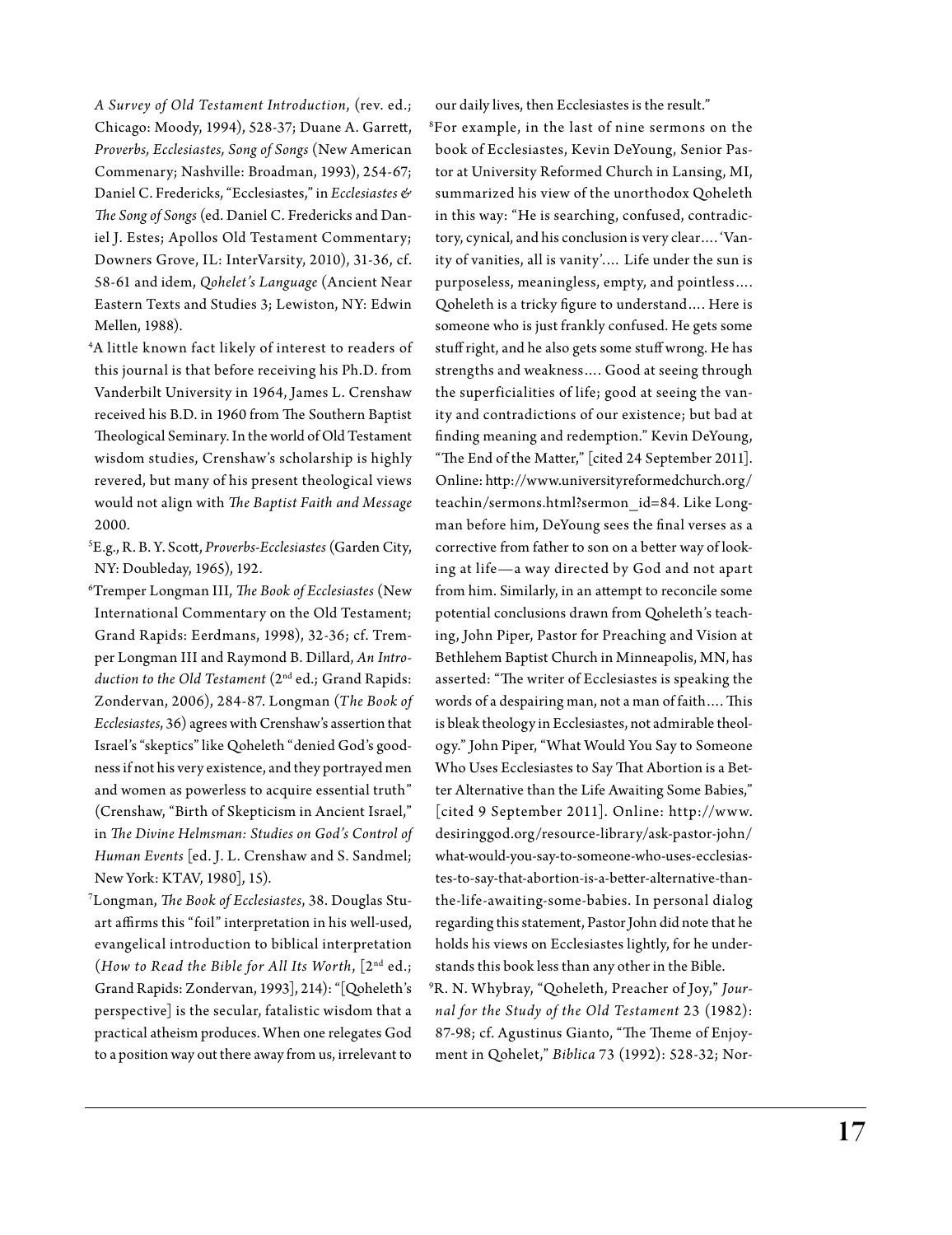*A Survey of Old Testament Introduction*, (rev. ed.; Chicago: Moody, 1994), 528-37; Duane A. Garrett, *Proverbs, Ecclesiastes, Song of Songs* (New American Commenary; Nashville: Broadman, 1993), 254-67; Daniel C. Fredericks, "Ecclesiastes," in *Ecclesiastes & The Song of Songs* (ed. Daniel C. Fredericks and Daniel J. Estes; Apollos Old Testament Commentary; Downers Grove, IL: InterVarsity, 2010), 31-36, cf. 58-61 and idem, *Qohelet's Language* (Ancient Near Eastern Texts and Studies 3; Lewiston, NY: Edwin Mellen, 1988).

[4]A little known fact likely of interest to readers of this journal is that before receiving his Ph.D. from Vanderbilt University in 1964, James L. Crenshaw received his B.D. in 1960 from The Southern Baptist Theological Seminary. In the world of Old Testament wisdom studies, Crenshaw's scholarship is highly revered, but many of his present theological views would not align with *The Baptist Faith and Message* 2000.

[5]E.g., R. B. Y. Scott, *Proverbs-Ecclesiastes* (Garden City, NY: Doubleday, 1965), 192.

[6]Tremper Longman III, *The Book of Ecclesiastes* (New International Commentary on the Old Testament; Grand Rapids: Eerdmans, 1998), 32-36; cf. Tremper Longman III and Raymond B. Dillard, *An Introduction to the Old Testament* (2nd ed.; Grand Rapids: Zondervan, 2006), 284-87. Longman (*The Book of Ecclesiastes*, 36) agrees with Crenshaw's assertion that Israel's "skeptics" like Qoheleth "denied God's goodness if not his very existence, and they portrayed men and women as powerless to acquire essential truth" (Crenshaw, "Birth of Skepticism in Ancient Israel," in *The Divine Helmsman: Studies on God's Control of Human Events* [ed. J. L. Crenshaw and S. Sandmel; New York: KTAV, 1980], 15).

[7]Longman, *The Book of Ecclesiastes*, 38. Douglas Stuart affirms this "foil" interpretation in his well-used, evangelical introduction to biblical interpretation (*How to Read the Bible for All Its Worth*, [2nd ed.; Grand Rapids: Zondervan, 1993], 214): "[Qoheleth's perspective] is the secular, fatalistic wisdom that a practical atheism produces. When one relegates God to a position way out there away from us, irrelevant to our daily lives, then Ecclesiastes is the result."

[8]For example, in the last of nine sermons on the book of Ecclesiastes, Kevin DeYoung, Senior Pastor at University Reformed Church in Lansing, MI, summarized his view of the unorthodox Qoheleth in this way: "He is searching, confused, contradictory, cynical, and his conclusion is very clear…. 'Vanity of vanities, all is vanity'…. Life under the sun is purposeless, meaningless, empty, and pointless…. Qoheleth is a tricky figure to understand…. Here is someone who is just frankly confused. He gets some stuff right, and he also gets some stuff wrong. He has strengths and weakness…. Good at seeing through the superficialities of life; good at seeing the vanity and contradictions of our existence; but bad at finding meaning and redemption." Kevin DeYoung, "The End of the Matter," [cited 24 September 2011]. Online: http://www.universityreformedchurch.org/teachin/sermons.html?sermon_id=84. Like Longman before him, DeYoung sees the final verses as a corrective from father to son on a better way of looking at life—a way directed by God and not apart from him. Similarly, in an attempt to reconcile some potential conclusions drawn from Qoheleth's teaching, John Piper, Pastor for Preaching and Vision at Bethlehem Baptist Church in Minneapolis, MN, has asserted: "The writer of Ecclesiastes is speaking the words of a despairing man, not a man of faith…. This is bleak theology in Ecclesiastes, not admirable theology." John Piper, "What Would You Say to Someone Who Uses Ecclesiastes to Say That Abortion is a Better Alternative than the Life Awaiting Some Babies," [cited 9 September 2011]. Online: http://www.desiringgod.org/resource-library/ask-pastor-john/what-would-you-say-to-someone-who-uses-ecclesiastes-to-say-that-abortion-is-a-better-alternative-than-the-life-awaiting-some-babies. In personal dialog regarding this statement, Pastor John did note that he holds his views on Ecclesiastes lightly, for he understands this book less than any other in the Bible.

[9]R. N. Whybray, "Qoheleth, Preacher of Joy," *Journal for the Study of the Old Testament* 23 (1982): 87-98; cf. Agustinus Gianto, "The Theme of Enjoyment in Qohelet," *Biblica* 73 (1992): 528-32; Nor-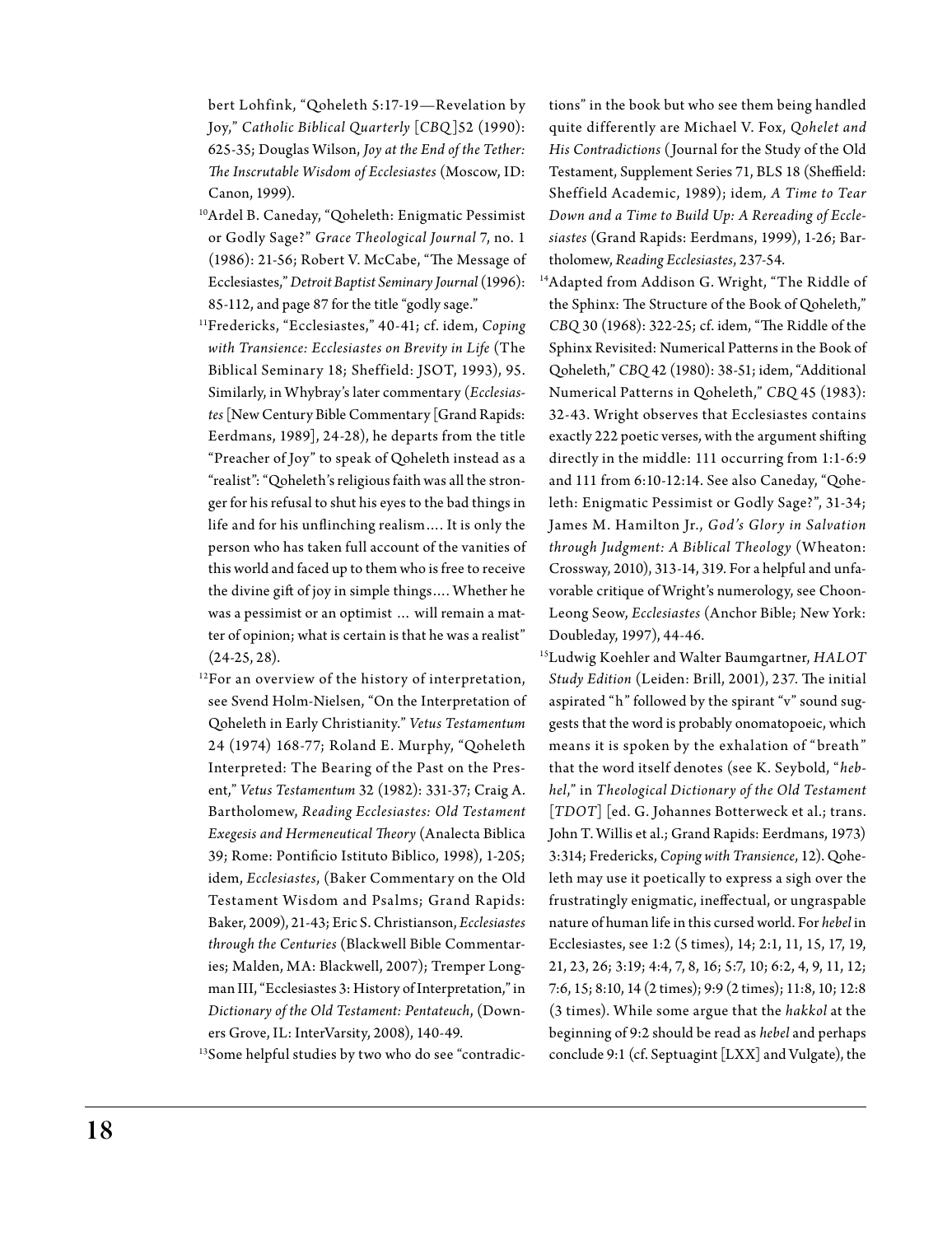bert Lohfink, "Qoheleth 5:17-19—Revelation by Joy," *Catholic Biblical Quarterly* [*CBQ*]52 (1990): 625-35; Douglas Wilson, *Joy at the End of the Tether: The Inscrutable Wisdom of Ecclesiastes* (Moscow, ID: Canon, 1999).

[10]Ardel B. Caneday, "Qoheleth: Enigmatic Pessimist or Godly Sage?" *Grace Theological Journal* 7, no. 1 (1986): 21-56; Robert V. McCabe, "The Message of Ecclesiastes," *Detroit Baptist Seminary Journal* (1996): 85-112, and page 87 for the title "godly sage."

[11]Fredericks, "Ecclesiastes," 40-41; cf. idem, *Coping with Transience: Ecclesiastes on Brevity in Life* (The Biblical Seminary 18; Sheffield: JSOT, 1993), 95. Similarly, in Whybray's later commentary (*Ecclesiastes* [New Century Bible Commentary [Grand Rapids: Eerdmans, 1989], 24-28), he departs from the title "Preacher of Joy" to speak of Qoheleth instead as a "realist": "Qoheleth's religious faith was all the stronger for his refusal to shut his eyes to the bad things in life and for his unflinching realism.... It is only the person who has taken full account of the vanities of this world and faced up to them who is free to receive the divine gift of joy in simple things.... Whether he was a pessimist or an optimist ... will remain a matter of opinion; what is certain is that he was a realist" (24-25, 28).

[12]For an overview of the history of interpretation, see Svend Holm-Nielsen, "On the Interpretation of Qoheleth in Early Christianity." *Vetus Testamentum* 24 (1974) 168-77; Roland E. Murphy, "Qoheleth Interpreted: The Bearing of the Past on the Present," *Vetus Testamentum* 32 (1982): 331-37; Craig A. Bartholomew, *Reading Ecclesiastes: Old Testament Exegesis and Hermeneutical Theory* (Analecta Biblica 39; Rome: Pontificio Istituto Biblico, 1998), 1-205; idem, *Ecclesiastes*, (Baker Commentary on the Old Testament Wisdom and Psalms; Grand Rapids: Baker, 2009), 21-43; Eric S. Christianson, *Ecclesiastes through the Centuries* (Blackwell Bible Commentaries; Malden, MA: Blackwell, 2007); Tremper Longman III, "Ecclesiastes 3: History of Interpretation," in *Dictionary of the Old Testament: Pentateuch*, (Downers Grove, IL: InterVarsity, 2008), 140-49.

[13]Some helpful studies by two who do see "contradictions" in the book but who see them being handled quite differently are Michael V. Fox, *Qohelet and His Contradictions* (Journal for the Study of the Old Testament, Supplement Series 71, BLS 18 (Sheffield: Sheffield Academic, 1989); idem, *A Time to Tear Down and a Time to Build Up: A Rereading of Ecclesiastes* (Grand Rapids: Eerdmans, 1999), 1-26; Bartholomew, *Reading Ecclesiastes*, 237-54.

[14]Adapted from Addison G. Wright, "The Riddle of the Sphinx: The Structure of the Book of Qoheleth," *CBQ* 30 (1968): 322-25; cf. idem, "The Riddle of the Sphinx Revisited: Numerical Patterns in the Book of Qoheleth," *CBQ* 42 (1980): 38-51; idem, "Additional Numerical Patterns in Qoheleth," *CBQ* 45 (1983): 32-43. Wright observes that Ecclesiastes contains exactly 222 poetic verses, with the argument shifting directly in the middle: 111 occurring from 1:1-6:9 and 111 from 6:10-12:14. See also Caneday, "Qoheleth: Enigmatic Pessimist or Godly Sage?", 31-34; James M. Hamilton Jr., *God's Glory in Salvation through Judgment: A Biblical Theology* (Wheaton: Crossway, 2010), 313-14, 319. For a helpful and unfavorable critique of Wright's numerology, see Choon-Leong Seow, *Ecclesiastes* (Anchor Bible; New York: Doubleday, 1997), 44-46.

[15]Ludwig Koehler and Walter Baumgartner, *HALOT Study Edition* (Leiden: Brill, 2001), 237. The initial aspirated "h" followed by the spirant "v" sound suggests that the word is probably onomatopoeic, which means it is spoken by the exhalation of "breath" that the word itself denotes (see K. Seybold, "*hebhel*," in *Theological Dictionary of the Old Testament* [*TDOT*] [ed. G. Johannes Botterweck et al.; trans. John T. Willis et al.; Grand Rapids: Eerdmans, 1973) 3:314; Fredericks, *Coping with Transience*, 12). Qoheleth may use it poetically to express a sigh over the frustratingly enigmatic, ineffectual, or ungraspable nature of human life in this cursed world. For *hebel* in Ecclesiastes, see 1:2 (5 times), 14; 2:1, 11, 15, 17, 19, 21, 23, 26; 3:19; 4:4, 7, 8, 16; 5:7, 10; 6:2, 4, 9, 11, 12; 7:6, 15; 8:10, 14 (2 times); 9:9 (2 times); 11:8, 10; 12:8 (3 times). While some argue that the *hakkol* at the beginning of 9:2 should be read as *hebel* and perhaps conclude 9:1 (cf. Septuagint [LXX] and Vulgate), the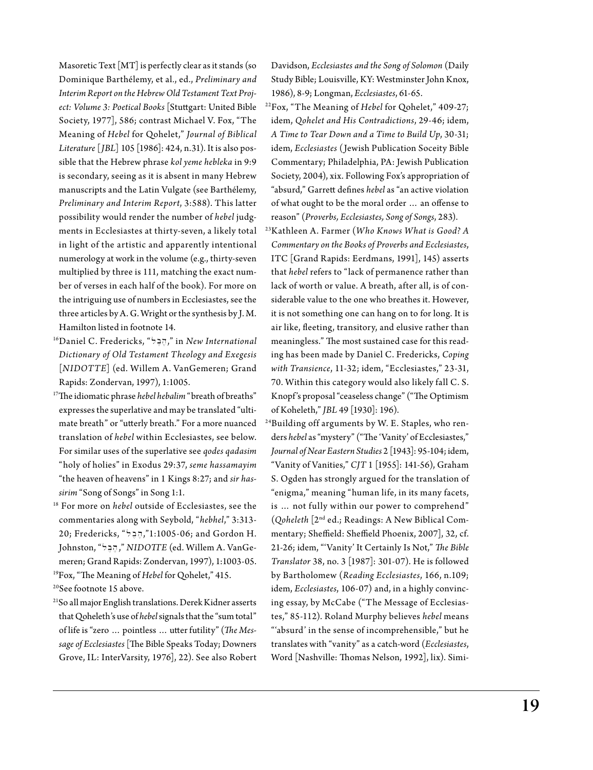Masoretic Text [MT] is perfectly clear as it stands (so Dominique Barthélemy, et al., ed., *Preliminary and Interim Report on the Hebrew Old Testament Text Project: Volume 3: Poetical Books* [Stuttgart: United Bible Society, 1977], 586; contrast Michael V. Fox, "The Meaning of *Hebel* for Qohelet," *Journal of Biblical Literature* [*JBL*] 105 [1986]: 424, n.31). It is also possible that the Hebrew phrase *kol yeme hebleka* in 9:9 is secondary, seeing as it is absent in many Hebrew manuscripts and the Latin Vulgate (see Barthélemy, *Preliminary and Interim Report*, 3:588). This latter possibility would render the number of *hebel* judgments in Ecclesiastes at thirty-seven, a likely total in light of the artistic and apparently intentional numerology at work in the volume (e.g., thirty-seven multiplied by three is 111, matching the exact number of verses in each half of the book). For more on the intriguing use of numbers in Ecclesiastes, see the three articles by A. G. Wright or the synthesis by J. M. Hamilton listed in footnote 14.

[16]Daniel C. Fredericks, "הֶבֶל," in *New International Dictionary of Old Testament Theology and Exegesis* [*NIDOTTE*] (ed. Willem A. VanGemeren; Grand Rapids: Zondervan, 1997), 1:1005.

[17]The idiomatic phrase *hebel hebalim* "breath of breaths" expresses the superlative and may be translated "ultimate breath" or "utterly breath." For a more nuanced translation of *hebel* within Ecclesiastes, see below. For similar uses of the superlative see *qodes qadasim* "holy of holies" in Exodus 29:37, *seme hassamayim* "the heaven of heavens" in 1 Kings 8:27; and *sir hassirim* "Song of Songs" in Song 1:1.

[18] For more on *hebel* outside of Ecclesiastes, see the commentaries along with Seybold, "*hebhel*," 3:313-20; Fredericks, "הֶבֶל,"1:1005-06; and Gordon H. Johnston, "הֶבֶל," *NIDOTTE* (ed. Willem A. VanGemeren; Grand Rapids: Zondervan, 1997), 1:1003-05.

[19]Fox, "The Meaning of *Hebel* for Qohelet," 415.

[20]See footnote 15 above.

[21]So all major English translations. Derek Kidner asserts that Qoheleth's use of *hebel* signals that the "sum total" of life is "zero … pointless … utter futility" (*The Message of Ecclesiastes* [The Bible Speaks Today; Downers Grove, IL: InterVarsity, 1976], 22). See also Robert Davidson, *Ecclesiastes and the Song of Solomon* (Daily Study Bible; Louisville, KY: Westminster John Knox, 1986), 8-9; Longman, *Ecclesiastes*, 61-65.

[22]Fox, "The Meaning of *Hebel* for Qohelet," 409-27; idem, *Qohelet and His Contradictions*, 29-46; idem, *A Time to Tear Down and a Time to Build Up*, 30-31; idem, *Ecclesiastes* (Jewish Publication Soceity Bible Commentary; Philadelphia, PA: Jewish Publication Society, 2004), xix. Following Fox's appropriation of "absurd," Garrett defines *hebel* as "an active violation of what ought to be the moral order … an offense to reason" (*Proverbs, Ecclesiastes, Song of Songs*, 283).

[23]Kathleen A. Farmer (*Who Knows What is Good? A Commentary on the Books of Proverbs and Ecclesiastes*, ITC [Grand Rapids: Eerdmans, 1991], 145) asserts that *hebel* refers to "lack of permanence rather than lack of worth or value. A breath, after all, is of considerable value to the one who breathes it. However, it is not something one can hang on to for long. It is air like, fleeting, transitory, and elusive rather than meaningless." The most sustained case for this reading has been made by Daniel C. Fredericks, *Coping with Transience*, 11-32; idem, "Ecclesiastes," 23-31, 70. Within this category would also likely fall C. S. Knopf's proposal "ceaseless change" ("The Optimism of Koheleth," *JBL* 49 [1930]: 196).

[24]Building off arguments by W. E. Staples, who renders *hebel* as "mystery" ("The 'Vanity' of Ecclesiastes," *Journal of Near Eastern Studies* 2 [1943]: 95-104; idem, "Vanity of Vanities," *CJT* 1 [1955]: 141-56), Graham S. Ogden has strongly argued for the translation of "enigma," meaning "human life, in its many facets, is … not fully within our power to comprehend" (*Qoheleth* [2nd ed.; Readings: A New Biblical Commentary; Sheffield: Sheffield Phoenix, 2007], 32, cf. 21-26; idem, "'Vanity' It Certainly Is Not," *The Bible Translator* 38, no. 3 [1987]: 301-07). He is followed by Bartholomew (*Reading Ecclesiastes*, 166, n.109; idem, *Ecclesiastes*, 106-07) and, in a highly convincing essay, by McCabe ("The Message of Ecclesiastes," 85-112). Roland Murphy believes *hebel* means "'absurd' in the sense of incomprehensible," but he translates with "vanity" as a catch-word (*Ecclesiastes*, Word [Nashville: Thomas Nelson, 1992], lix). Simi-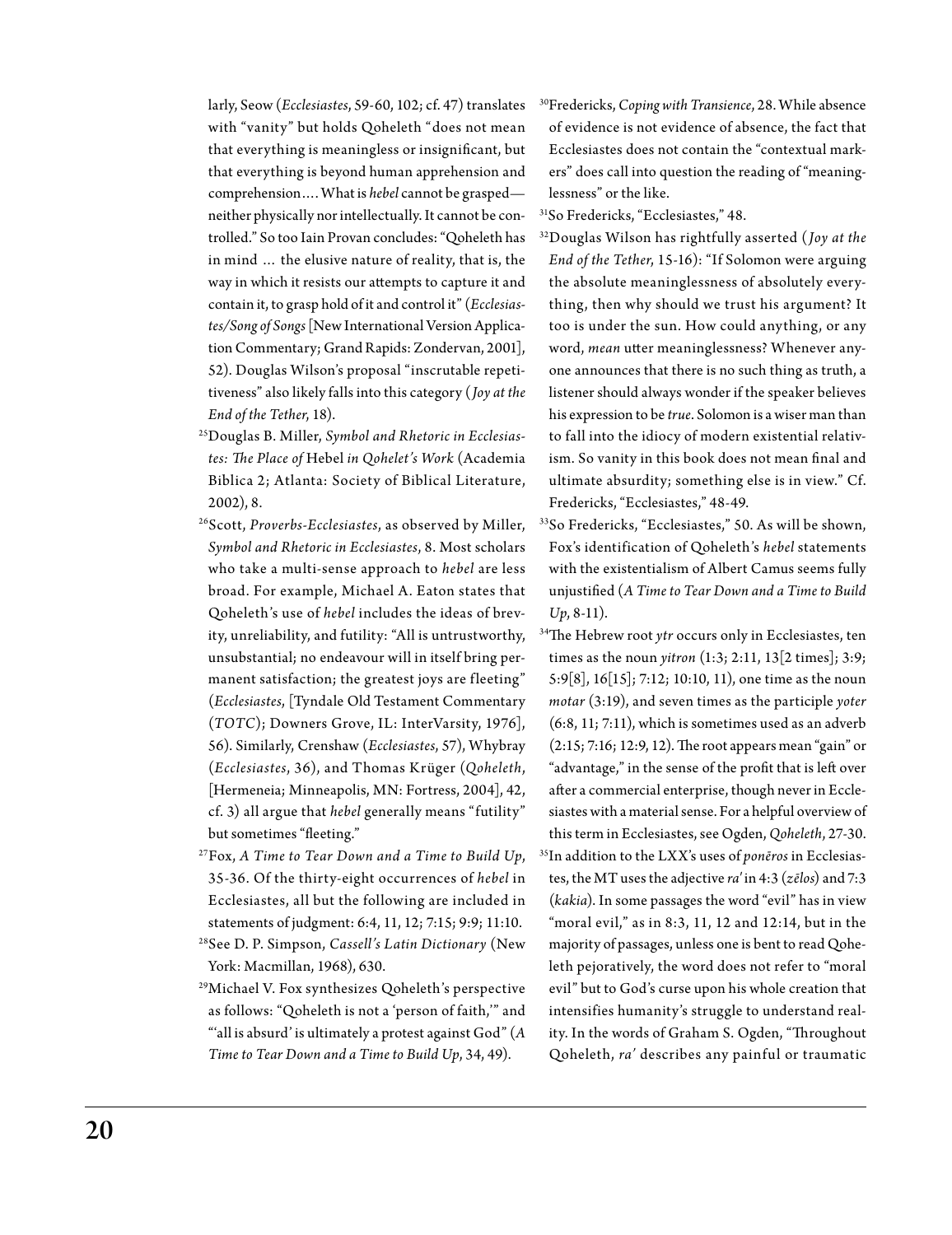larly, Seow (*Ecclesiastes*, 59-60, 102; cf. 47) translates with "vanity" but holds Qoheleth "does not mean that everything is meaningless or insignificant, but that everything is beyond human apprehension and comprehension…. What is *hebel* cannot be grasped—neither physically nor intellectually. It cannot be controlled." So too Iain Provan concludes: "Qoheleth has in mind … the elusive nature of reality, that is, the way in which it resists our attempts to capture it and contain it, to grasp hold of it and control it" (*Ecclesiastes/Song of Songs* [New International Version Application Commentary; Grand Rapids: Zondervan, 2001], 52). Douglas Wilson's proposal "inscrutable repetitiveness" also likely falls into this category (*Joy at the End of the Tether*, 18).

[25]Douglas B. Miller, *Symbol and Rhetoric in Ecclesiastes: The Place of* Hebel *in Qohelet's Work* (Academia Biblica 2; Atlanta: Society of Biblical Literature, 2002), 8.

[26]Scott, *Proverbs-Ecclesiastes*, as observed by Miller, *Symbol and Rhetoric in Ecclesiastes*, 8. Most scholars who take a multi-sense approach to *hebel* are less broad. For example, Michael A. Eaton states that Qoheleth's use of *hebel* includes the ideas of brevity, unreliability, and futility: "All is untrustworthy, unsubstantial; no endeavour will in itself bring permanent satisfaction; the greatest joys are fleeting" (*Ecclesiastes*, [Tyndale Old Testament Commentary (*TOTC*); Downers Grove, IL: InterVarsity, 1976], 56). Similarly, Crenshaw (*Ecclesiastes*, 57), Whybray (*Ecclesiastes*, 36), and Thomas Krüger (*Qoheleth*, [Hermeneia; Minneapolis, MN: Fortress, 2004], 42, cf. 3) all argue that *hebel* generally means "futility" but sometimes "fleeting."

[27]Fox, *A Time to Tear Down and a Time to Build Up*, 35-36. Of the thirty-eight occurrences of *hebel* in Ecclesiastes, all but the following are included in statements of judgment: 6:4, 11, 12; 7:15; 9:9; 11:10.

[28]See D. P. Simpson, *Cassell's Latin Dictionary* (New York: Macmillan, 1968), 630.

[29]Michael V. Fox synthesizes Qoheleth's perspective as follows: "Qoheleth is not a 'person of faith,'" and "'all is absurd' is ultimately a protest against God" (*A Time to Tear Down and a Time to Build Up*, 34, 49).

[30]Fredericks, *Coping with Transience*, 28. While absence of evidence is not evidence of absence, the fact that Ecclesiastes does not contain the "contextual markers" does call into question the reading of "meaninglessness" or the like.

[31]So Fredericks, "Ecclesiastes," 48.

[32]Douglas Wilson has rightfully asserted (*Joy at the End of the Tether*, 15-16): "If Solomon were arguing the absolute meaninglessness of absolutely everything, then why should we trust his argument? It too is under the sun. How could anything, or any word, *mean* utter meaninglessness? Whenever anyone announces that there is no such thing as truth, a listener should always wonder if the speaker believes his expression to be *true*. Solomon is a wiser man than to fall into the idiocy of modern existential relativism. So vanity in this book does not mean final and ultimate absurdity; something else is in view." Cf. Fredericks, "Ecclesiastes," 48-49.

[33]So Fredericks, "Ecclesiastes," 50. As will be shown, Fox's identification of Qoheleth's *hebel* statements with the existentialism of Albert Camus seems fully unjustified (*A Time to Tear Down and a Time to Build Up*, 8-11).

[34]The Hebrew root *ytr* occurs only in Ecclesiastes, ten times as the noun *yitron* (1:3; 2:11, 13[2 times]; 3:9; 5:9[8], 16[15]; 7:12; 10:10, 11), one time as the noun *motar* (3:19), and seven times as the participle *yoter* (6:8, 11; 7:11), which is sometimes used as an adverb (2:15; 7:16; 12:9, 12). The root appears mean "gain" or "advantage," in the sense of the profit that is left over after a commercial enterprise, though never in Ecclesiastes with a material sense. For a helpful overview of this term in Ecclesiastes, see Ogden, *Qoheleth*, 27-30.

[35]In addition to the LXX's uses of *ponēros* in Ecclesiastes, the MT uses the adjective *ra'* in 4:3 (*zēlos*) and 7:3 (*kakia*). In some passages the word "evil" has in view "moral evil," as in 8:3, 11, 12 and 12:14, but in the majority of passages, unless one is bent to read Qoheleth pejoratively, the word does not refer to "moral evil" but to God's curse upon his whole creation that intensifies humanity's struggle to understand reality. In the words of Graham S. Ogden, "Throughout Qoheleth, *ra'* describes any painful or traumatic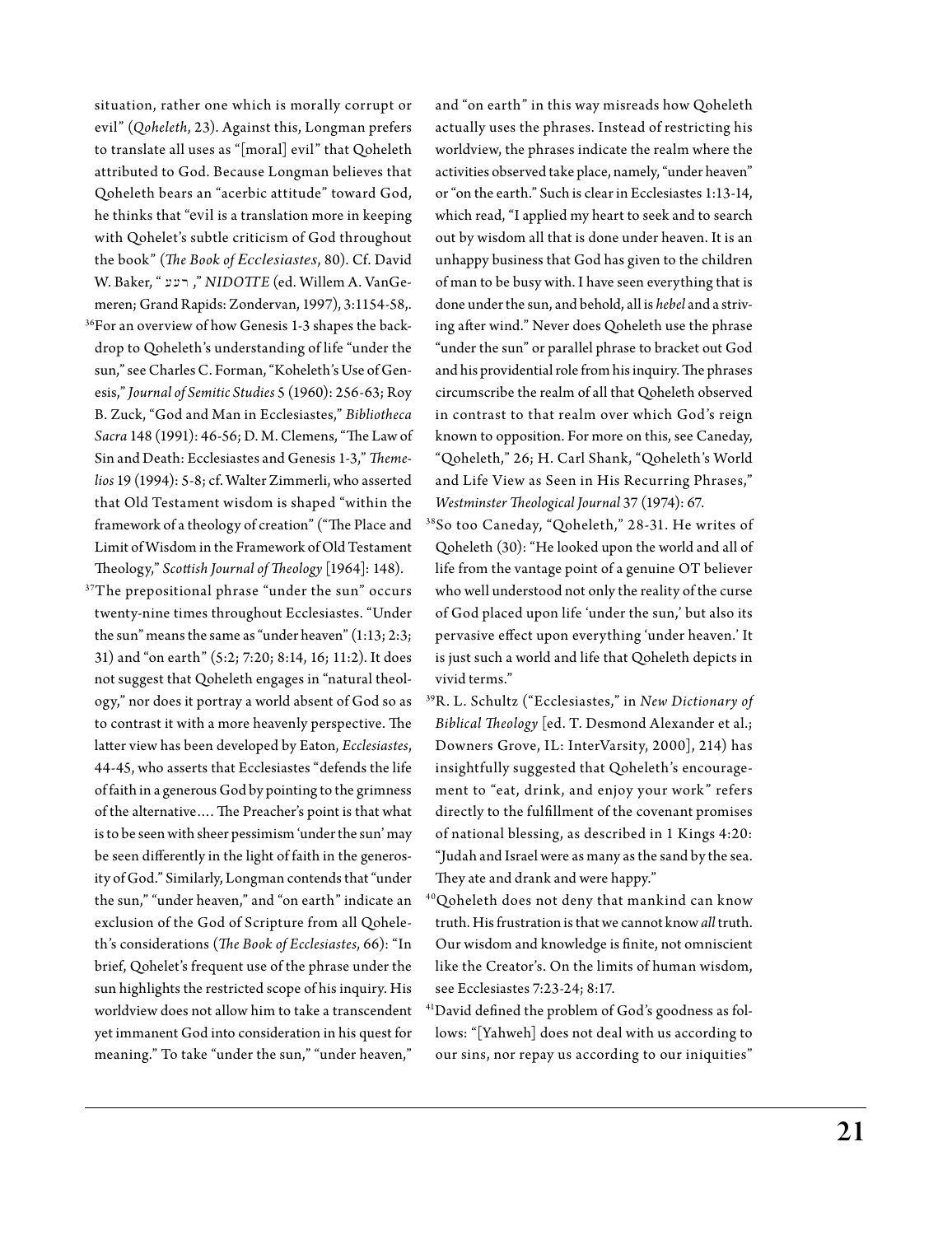situation, rather one which is morally corrupt or evil" (*Qoheleth*, 23). Against this, Longman prefers to translate all uses as "[moral] evil" that Qoheleth attributed to God. Because Longman believes that Qoheleth bears an "acerbic attitude" toward God, he thinks that "evil is a translation more in keeping with Qohelet's subtle criticism of God throughout the book" (*The Book of Ecclesiastes*, 80). Cf. David W. Baker, " רעע ," *NIDOTTE* (ed. Willem A. VanGemeren; Grand Rapids: Zondervan, 1997), 3:1154-58,.

[36]For an overview of how Genesis 1-3 shapes the backdrop to Qoheleth's understanding of life "under the sun," see Charles C. Forman, "Koheleth's Use of Genesis," *Journal of Semitic Studies* 5 (1960): 256-63; Roy B. Zuck, "God and Man in Ecclesiastes," *Bibliotheca Sacra* 148 (1991): 46-56; D. M. Clemens, "The Law of Sin and Death: Ecclesiastes and Genesis 1-3," *Themelios* 19 (1994): 5-8; cf. Walter Zimmerli, who asserted that Old Testament wisdom is shaped "within the framework of a theology of creation" ("The Place and Limit of Wisdom in the Framework of Old Testament Theology," *Scottish Journal of Theology* [1964]: 148).

[37]The prepositional phrase "under the sun" occurs twenty-nine times throughout Ecclesiastes. "Under the sun" means the same as "under heaven" (1:13; 2:3; 31) and "on earth" (5:2; 7:20; 8:14, 16; 11:2). It does not suggest that Qoheleth engages in "natural theology," nor does it portray a world absent of God so as to contrast it with a more heavenly perspective. The latter view has been developed by Eaton, *Ecclesiastes*, 44-45, who asserts that Ecclesiastes "defends the life of faith in a generous God by pointing to the grimness of the alternative…. The Preacher's point is that what is to be seen with sheer pessimism 'under the sun' may be seen differently in the light of faith in the generosity of God." Similarly, Longman contends that "under the sun," "under heaven," and "on earth" indicate an exclusion of the God of Scripture from all Qoheleth's considerations (*The Book of Ecclesiastes*, 66): "In brief, Qohelet's frequent use of the phrase under the sun highlights the restricted scope of his inquiry. His worldview does not allow him to take a transcendent yet immanent God into consideration in his quest for meaning." To take "under the sun," "under heaven," and "on earth" in this way misreads how Qoheleth actually uses the phrases. Instead of restricting his worldview, the phrases indicate the realm where the activities observed take place, namely, "under heaven" or "on the earth." Such is clear in Ecclesiastes 1:13-14, which read, "I applied my heart to seek and to search out by wisdom all that is done under heaven. It is an unhappy business that God has given to the children of man to be busy with. I have seen everything that is done under the sun, and behold, all is *hebel* and a striving after wind." Never does Qoheleth use the phrase "under the sun" or parallel phrase to bracket out God and his providential role from his inquiry. The phrases circumscribe the realm of all that Qoheleth observed in contrast to that realm over which God's reign known to opposition. For more on this, see Caneday, "Qoheleth," 26; H. Carl Shank, "Qoheleth's World and Life View as Seen in His Recurring Phrases," *Westminster Theological Journal* 37 (1974): 67.

[38]So too Caneday, "Qoheleth," 28-31. He writes of Qoheleth (30): "He looked upon the world and all of life from the vantage point of a genuine OT believer who well understood not only the reality of the curse of God placed upon life 'under the sun,' but also its pervasive effect upon everything 'under heaven.' It is just such a world and life that Qoheleth depicts in vivid terms."

[39]R. L. Schultz ("Ecclesiastes," in *New Dictionary of Biblical Theology* [ed. T. Desmond Alexander et al.; Downers Grove, IL: InterVarsity, 2000], 214) has insightfully suggested that Qoheleth's encouragement to "eat, drink, and enjoy your work" refers directly to the fulfillment of the covenant promises of national blessing, as described in 1 Kings 4:20: "Judah and Israel were as many as the sand by the sea. They ate and drank and were happy."

[40]Qoheleth does not deny that mankind can know truth. His frustration is that we cannot know *all* truth. Our wisdom and knowledge is finite, not omniscient like the Creator's. On the limits of human wisdom, see Ecclesiastes 7:23-24; 8:17.

[41]David defined the problem of God's goodness as follows: "[Yahweh] does not deal with us according to our sins, nor repay us according to our iniquities"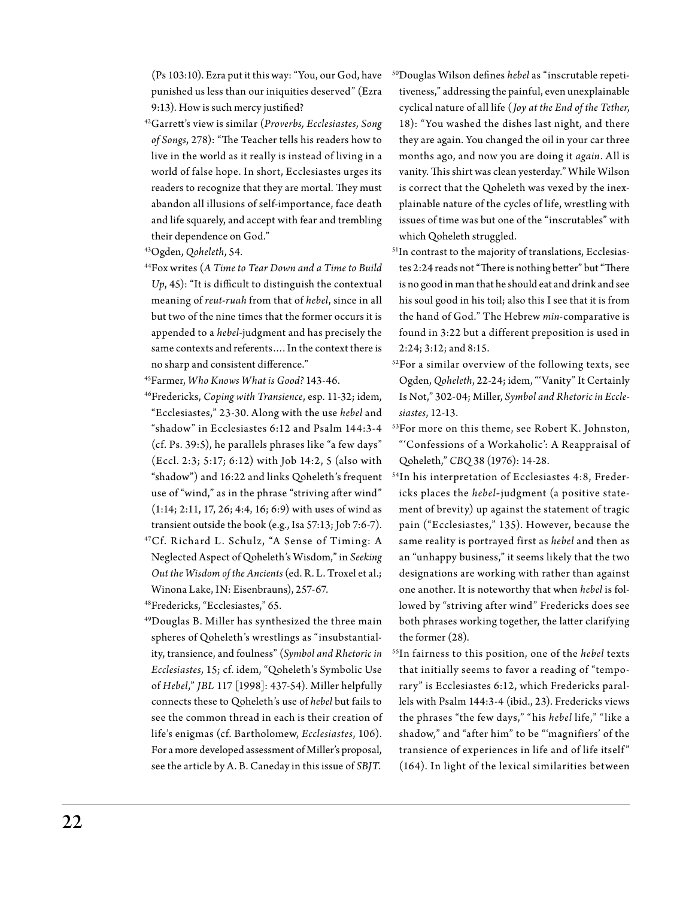(Ps 103:10). Ezra put it this way: "You, our God, have punished us less than our iniquities deserved" (Ezra 9:13). How is such mercy justified?

[42]Garrett's view is similar (*Proverbs, Ecclesiastes, Song of Songs*, 278): "The Teacher tells his readers how to live in the world as it really is instead of living in a world of false hope. In short, Ecclesiastes urges its readers to recognize that they are mortal. They must abandon all illusions of self-importance, face death and life squarely, and accept with fear and trembling their dependence on God."

[43]Ogden, *Qoheleth*, 54.

[44]Fox writes (*A Time to Tear Down and a Time to Build Up*, 45): "It is difficult to distinguish the contextual meaning of *reut-ruah* from that of *hebel*, since in all but two of the nine times that the former occurs it is appended to a *hebel*-judgment and has precisely the same contexts and referents.... In the context there is no sharp and consistent difference."

[45]Farmer, *Who Knows What is Good?* 143-46.

[46]Fredericks, *Coping with Transience*, esp. 11-32; idem, "Ecclesiastes," 23-30. Along with the use *hebel* and "shadow" in Ecclesiastes 6:12 and Psalm 144:3-4 (cf. Ps. 39:5), he parallels phrases like "a few days" (Eccl. 2:3; 5:17; 6:12) with Job 14:2, 5 (also with "shadow") and 16:22 and links Qoheleth's frequent use of "wind," as in the phrase "striving after wind" (1:14; 2:11, 17, 26; 4:4, 16; 6:9) with uses of wind as transient outside the book (e.g., Isa 57:13; Job 7:6-7).

[47]Cf. Richard L. Schulz, "A Sense of Timing: A Neglected Aspect of Qoheleth's Wisdom," in *Seeking Out the Wisdom of the Ancients* (ed. R. L. Troxel et al.; Winona Lake, IN: Eisenbrauns), 257-67.

[48]Fredericks, "Ecclesiastes," 65.

[49]Douglas B. Miller has synthesized the three main spheres of Qoheleth's wrestlings as "insubstantiality, transience, and foulness" (*Symbol and Rhetoric in Ecclesiastes*, 15; cf. idem, "Qoheleth's Symbolic Use of *Hebel*," *JBL* 117 [1998]: 437-54). Miller helpfully connects these to Qoheleth's use of *hebel* but fails to see the common thread in each is their creation of life's enigmas (cf. Bartholomew, *Ecclesiastes*, 106). For a more developed assessment of Miller's proposal, see the article by A. B. Caneday in this issue of *SBJT*.

[50]Douglas Wilson defines *hebel* as "inscrutable repetitiveness," addressing the painful, even unexplainable cyclical nature of all life (*Joy at the End of the Tether*, 18): "You washed the dishes last night, and there they are again. You changed the oil in your car three months ago, and now you are doing it *again*. All is vanity. This shirt was clean yesterday." While Wilson is correct that the Qoheleth was vexed by the inexplainable nature of the cycles of life, wrestling with issues of time was but one of the "inscrutables" with which Qoheleth struggled.

[51]In contrast to the majority of translations, Ecclesiastes 2:24 reads not "There is nothing better" but "There is no good in man that he should eat and drink and see his soul good in his toil; also this I see that it is from the hand of God." The Hebrew *min*-comparative is found in 3:22 but a different preposition is used in 2:24; 3:12; and 8:15.

[52]For a similar overview of the following texts, see Ogden, *Qoheleth*, 22-24; idem, "'Vanity' It Certainly Is Not," 302-04; Miller, *Symbol and Rhetoric in Ecclesiastes*, 12-13.

[53]For more on this theme, see Robert K. Johnston, "'Confessions of a Workaholic': A Reappraisal of Qoheleth," *CBQ* 38 (1976): 14-28.

[54]In his interpretation of Ecclesiastes 4:8, Fredericks places the *hebel*-judgment (a positive statement of brevity) up against the statement of tragic pain ("Ecclesiastes," 135). However, because the same reality is portrayed first as *hebel* and then as an "unhappy business," it seems likely that the two designations are working with rather than against one another. It is noteworthy that when *hebel* is followed by "striving after wind" Fredericks does see both phrases working together, the latter clarifying the former (28).

[55]In fairness to this position, one of the *hebel* texts that initially seems to favor a reading of "temporary" is Ecclesiastes 6:12, which Fredericks parallels with Psalm 144:3-4 (ibid., 23). Fredericks views the phrases "the few days," "his *hebel* life," "like a shadow," and "after him" to be "'magnifiers' of the transience of experiences in life and of life itself" (164). In light of the lexical similarities between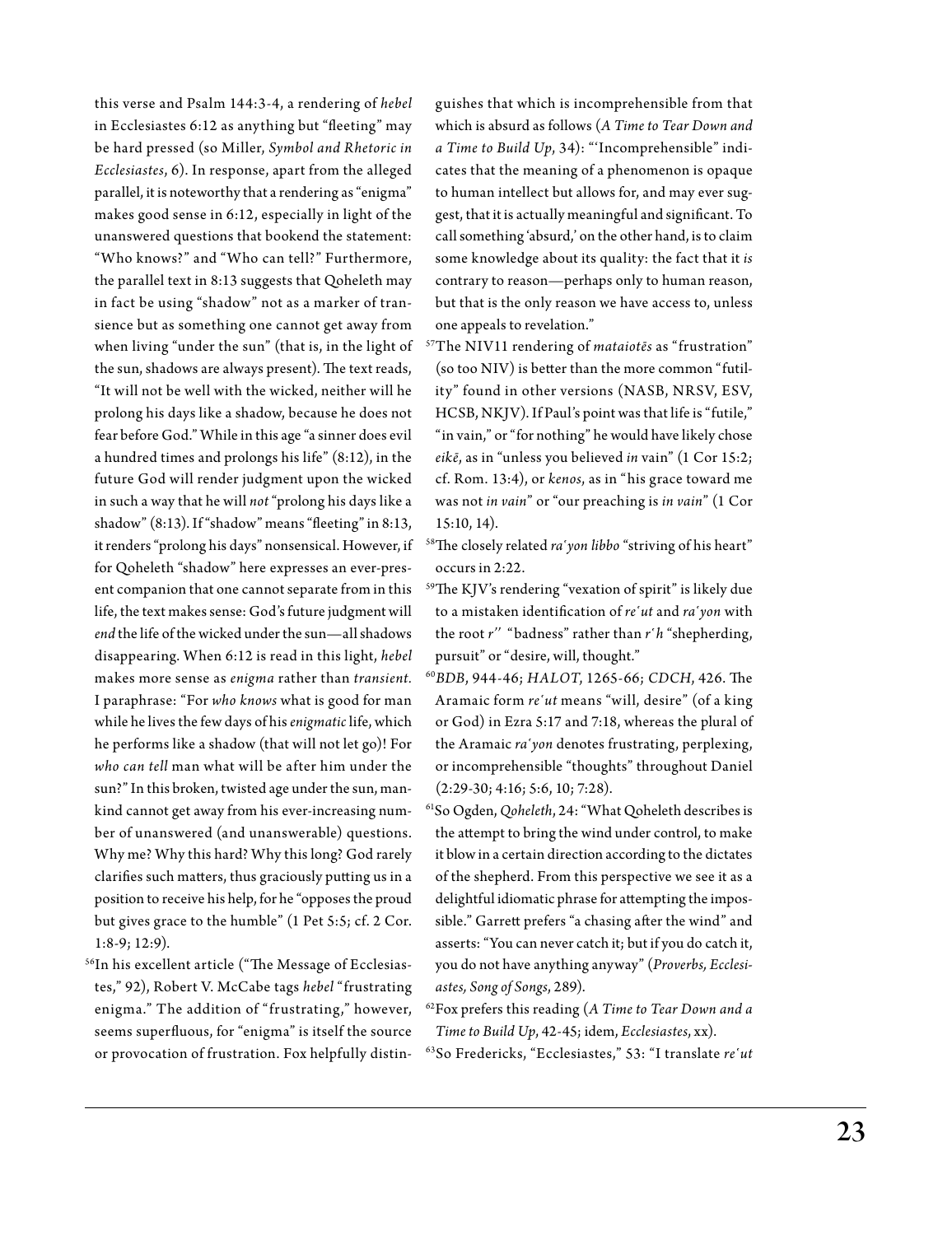this verse and Psalm 144:3-4, a rendering of *hebel* in Ecclesiastes 6:12 as anything but "fleeting" may be hard pressed (so Miller, *Symbol and Rhetoric in Ecclesiastes*, 6). In response, apart from the alleged parallel, it is noteworthy that a rendering as "enigma" makes good sense in 6:12, especially in light of the unanswered questions that bookend the statement: "Who knows?" and "Who can tell?" Furthermore, the parallel text in 8:13 suggests that Qoheleth may in fact be using "shadow" not as a marker of transience but as something one cannot get away from when living "under the sun" (that is, in the light of the sun, shadows are always present). The text reads, "It will not be well with the wicked, neither will he prolong his days like a shadow, because he does not fear before God." While in this age "a sinner does evil a hundred times and prolongs his life" (8:12), in the future God will render judgment upon the wicked in such a way that he will *not* "prolong his days like a shadow" (8:13). If "shadow" means "fleeting" in 8:13, it renders "prolong his days" nonsensical. However, if for Qoheleth "shadow" here expresses an ever-present companion that one cannot separate from in this life, the text makes sense: God's future judgment will *end* the life of the wicked under the sun—all shadows disappearing. When 6:12 is read in this light, *hebel* makes more sense as *enigma* rather than *transient.* I paraphrase: "For *who knows* what is good for man while he lives the few days of his *enigmatic* life, which he performs like a shadow (that will not let go)! For *who can tell* man what will be after him under the sun?" In this broken, twisted age under the sun, mankind cannot get away from his ever-increasing number of unanswered (and unanswerable) questions. Why me? Why this hard? Why this long? God rarely clarifies such matters, thus graciously putting us in a position to receive his help, for he "opposes the proud but gives grace to the humble" (1 Pet 5:5; cf. 2 Cor. 1:8-9; 12:9).

[56] In his excellent article ("The Message of Ecclesiastes," 92), Robert V. McCabe tags *hebel* "frustrating enigma." The addition of "frustrating," however, seems superfluous, for "enigma" is itself the source or provocation of frustration. Fox helpfully distinguishes that which is incomprehensible from that which is absurd as follows (*A Time to Tear Down and a Time to Build Up*, 34): "'Incomprehensible' indicates that the meaning of a phenomenon is opaque to human intellect but allows for, and may ever suggest, that it is actually meaningful and significant. To call something 'absurd,' on the other hand, is to claim some knowledge about its quality: the fact that it *is* contrary to reason—perhaps only to human reason, but that is the only reason we have access to, unless one appeals to revelation."

[57] The NIV11 rendering of *mataiotēs* as "frustration" (so too NIV) is better than the more common "futility" found in other versions (NASB, NRSV, ESV, HCSB, NKJV). If Paul's point was that life is "futile," "in vain," or "for nothing" he would have likely chose *eikē*, as in "unless you believed *in* vain" (1 Cor 15:2; cf. Rom. 13:4), or *kenos*, as in "his grace toward me was not *in vain*" or "our preaching is *in vain*" (1 Cor 15:10, 14).

[58] The closely related *raʿyon libbo* "striving of his heart" occurs in 2:22.

[59] The KJV's rendering "vexation of spirit" is likely due to a mistaken identification of *reʿut* and *raʿyon* with the root *r*ʿʿ "badness" rather than *rʿh* "shepherding, pursuit" or "desire, will, thought."

[60] *BDB*, 944-46; *HALOT*, 1265-66; *CDCH*, 426. The Aramaic form *reʿut* means "will, desire" (of a king or God) in Ezra 5:17 and 7:18, whereas the plural of the Aramaic *raʿyon* denotes frustrating, perplexing, or incomprehensible "thoughts" throughout Daniel (2:29-30; 4:16; 5:6, 10; 7:28).

[61] So Ogden, *Qoheleth*, 24: "What Qoheleth describes is the attempt to bring the wind under control, to make it blow in a certain direction according to the dictates of the shepherd. From this perspective we see it as a delightful idiomatic phrase for attempting the impossible." Garrett prefers "a chasing after the wind" and asserts: "You can never catch it; but if you do catch it, you do not have anything anyway" (*Proverbs, Ecclesiastes, Song of Songs*, 289).

[62] Fox prefers this reading (*A Time to Tear Down and a Time to Build Up*, 42-45; idem, *Ecclesiastes*, xx).

[63] So Fredericks, "Ecclesiastes," 53: "I translate *reʿut*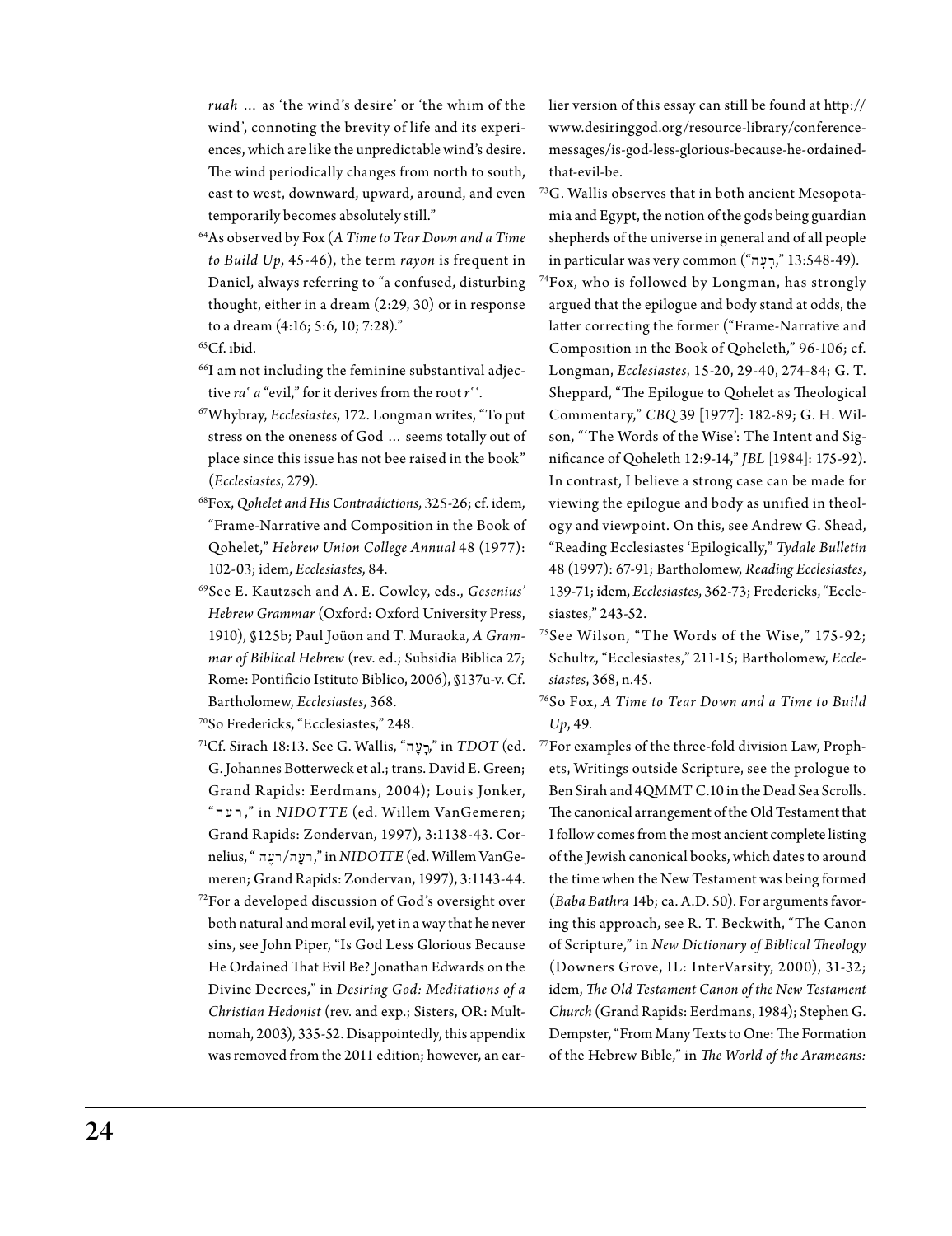*ruah* … as 'the wind's desire' or 'the whim of the wind', connoting the brevity of life and its experiences, which are like the unpredictable wind's desire. The wind periodically changes from north to south, east to west, downward, upward, around, and even temporarily becomes absolutely still."

[64]As observed by Fox (*A Time to Tear Down and a Time to Build Up*, 45-46), the term *rayon* is frequent in Daniel, always referring to "a confused, disturbing thought, either in a dream (2:29, 30) or in response to a dream (4:16; 5:6, 10; 7:28)."

[65]Cf. ibid.

[66]I am not including the feminine substantival adjective *ra' a* "evil," for it derives from the root *r''*.

[67]Whybray, *Ecclesiastes*, 172. Longman writes, "To put stress on the oneness of God … seems totally out of place since this issue has not bee raised in the book" (*Ecclesiastes*, 279).

[68]Fox, *Qohelet and His Contradictions*, 325-26; cf. idem, "Frame-Narrative and Composition in the Book of Qohelet," *Hebrew Union College Annual* 48 (1977): 102-03; idem, *Ecclesiastes*, 84.

[69]See E. Kautzsch and A. E. Cowley, eds., *Gesenius' Hebrew Grammar* (Oxford: Oxford University Press, 1910), §125b; Paul Joüon and T. Muraoka, *A Grammar of Biblical Hebrew* (rev. ed.; Subsidia Biblica 27; Rome: Pontificio Istituto Biblico, 2006), §137u-v. Cf. Bartholomew, *Ecclesiastes*, 368.

[70]So Fredericks, "Ecclesiastes," 248.

[71]Cf. Sirach 18:13. See G. Wallis, "רָעָה," in *TDOT* (ed. G. Johannes Botterweck et al.; trans. David E. Green; Grand Rapids: Eerdmans, 2004); Louis Jonker, "רעה," in *NIDOTTE* (ed. Willem VanGemeren; Grand Rapids: Zondervan, 1997), 3:1138-43. Cornelius, "רֵעָה/רֵעֶה," in *NIDOTTE* (ed. Willem VanGemeren; Grand Rapids: Zondervan, 1997), 3:1143-44.

[72]For a developed discussion of God's oversight over both natural and moral evil, yet in a way that he never sins, see John Piper, "Is God Less Glorious Because He Ordained That Evil Be? Jonathan Edwards on the Divine Decrees," in *Desiring God: Meditations of a Christian Hedonist* (rev. and exp.; Sisters, OR: Multnomah, 2003), 335-52. Disappointedly, this appendix was removed from the 2011 edition; however, an earlier version of this essay can still be found at http://www.desiringgod.org/resource-library/conference-messages/is-god-less-glorious-because-he-ordained-that-evil-be.

[73]G. Wallis observes that in both ancient Mesopotamia and Egypt, the notion of the gods being guardian shepherds of the universe in general and of all people in particular was very common ("רָעָה," 13:548-49).

[74]Fox, who is followed by Longman, has strongly argued that the epilogue and body stand at odds, the latter correcting the former ("Frame-Narrative and Composition in the Book of Qoheleth," 96-106; cf. Longman, *Ecclesiastes*, 15-20, 29-40, 274-84; G. T. Sheppard, "The Epilogue to Qohelet as Theological Commentary," *CBQ* 39 [1977]: 182-89; G. H. Wilson, "'The Words of the Wise': The Intent and Significance of Qoheleth 12:9-14," *JBL* [1984]: 175-92). In contrast, I believe a strong case can be made for viewing the epilogue and body as unified in theology and viewpoint. On this, see Andrew G. Shead, "Reading Ecclesiastes 'Epilogically," *Tydale Bulletin* 48 (1997): 67-91; Bartholomew, *Reading Ecclesiastes*, 139-71; idem, *Ecclesiastes*, 362-73; Fredericks, "Ecclesiastes," 243-52.

[75]See Wilson, "The Words of the Wise," 175-92; Schultz, "Ecclesiastes," 211-15; Bartholomew, *Ecclesiastes*, 368, n.45.

[76]So Fox, *A Time to Tear Down and a Time to Build Up*, 49.

[77]For examples of the three-fold division Law, Prophets, Writings outside Scripture, see the prologue to Ben Sirah and 4QMMT C.10 in the Dead Sea Scrolls. The canonical arrangement of the Old Testament that I follow comes from the most ancient complete listing of the Jewish canonical books, which dates to around the time when the New Testament was being formed (*Baba Bathra* 14b; ca. A.D. 50). For arguments favoring this approach, see R. T. Beckwith, "The Canon of Scripture," in *New Dictionary of Biblical Theology* (Downers Grove, IL: InterVarsity, 2000), 31-32; idem, *The Old Testament Canon of the New Testament Church* (Grand Rapids: Eerdmans, 1984); Stephen G. Dempster, "From Many Texts to One: The Formation of the Hebrew Bible," in *The World of the Arameans:*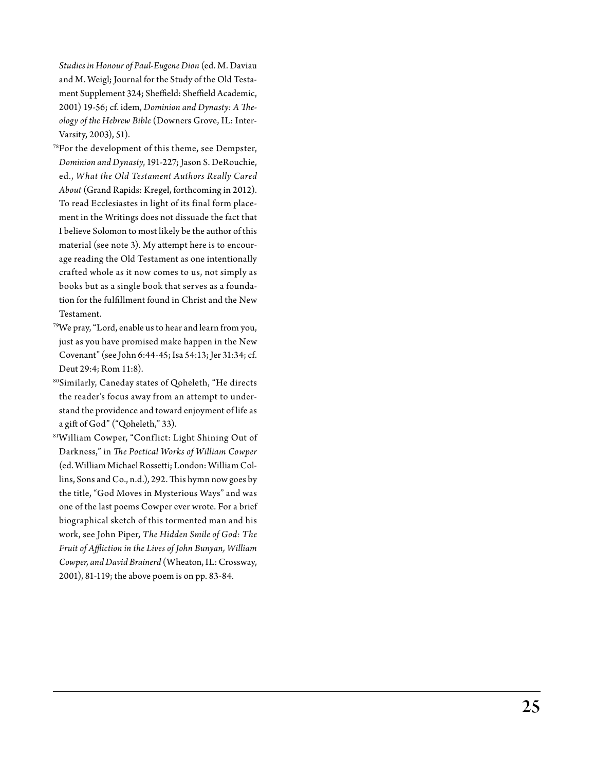*Studies in Honour of Paul-Eugene Dion* (ed. M. Daviau and M. Weigl; Journal for the Study of the Old Testament Supplement 324; Sheffield: Sheffield Academic, 2001) 19-56; cf. idem, *Dominion and Dynasty: A Theology of the Hebrew Bible* (Downers Grove, IL: InterVarsity, 2003), 51).

[78]For the development of this theme, see Dempster, *Dominion and Dynasty*, 191-227; Jason S. DeRouchie, ed., *What the Old Testament Authors Really Cared About* (Grand Rapids: Kregel, forthcoming in 2012). To read Ecclesiastes in light of its final form placement in the Writings does not dissuade the fact that I believe Solomon to most likely be the author of this material (see note 3). My attempt here is to encourage reading the Old Testament as one intentionally crafted whole as it now comes to us, not simply as books but as a single book that serves as a foundation for the fulfillment found in Christ and the New Testament.

[79]We pray, "Lord, enable us to hear and learn from you, just as you have promised make happen in the New Covenant" (see John 6:44-45; Isa 54:13; Jer 31:34; cf. Deut 29:4; Rom 11:8).

[80]Similarly, Caneday states of Qoheleth, "He directs the reader's focus away from an attempt to understand the providence and toward enjoyment of life as a gift of God" ("Qoheleth," 33).

[81]William Cowper, "Conflict: Light Shining Out of Darkness," in *The Poetical Works of William Cowper* (ed. William Michael Rossetti; London: William Collins, Sons and Co., n.d.), 292. This hymn now goes by the title, "God Moves in Mysterious Ways" and was one of the last poems Cowper ever wrote. For a brief biographical sketch of this tormented man and his work, see John Piper, *The Hidden Smile of God: The Fruit of Affliction in the Lives of John Bunyan, William Cowper, and David Brainerd* (Wheaton, IL: Crossway, 2001), 81-119; the above poem is on pp. 83-84.